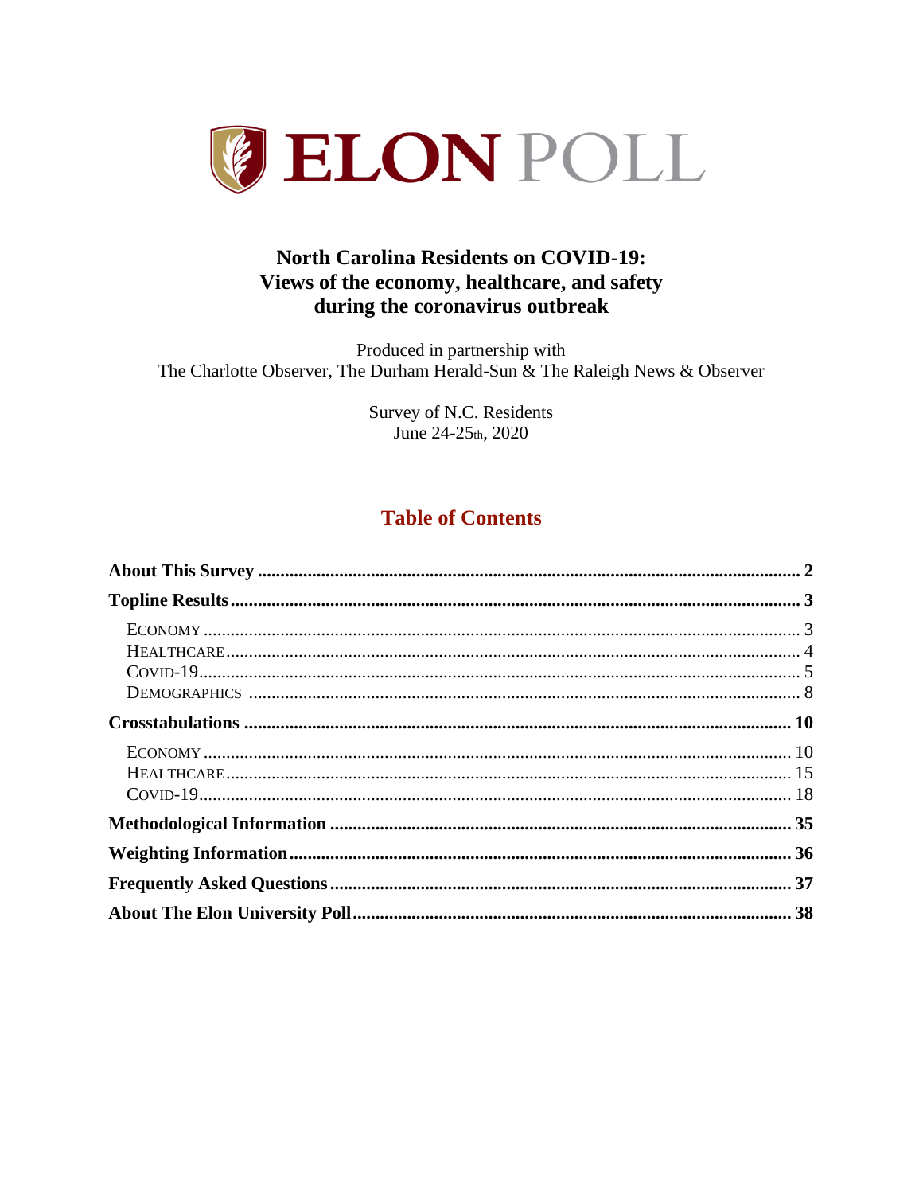# ELON POLL

## North Carolina Residents on COVID-19: Views of the economy, healthcare, and safety during the coronavirus outbreak

Produced in partnership with
The Charlotte Observer, The Durham Herald-Sun & The Raleigh News & Observer

Survey of N.C. Residents
June 24-25th, 2020

## Table of Contents

**About This Survey** .......... **2**

**Topline Results** .......... **3**

- ECONOMY .......... 3
- HEALTHCARE .......... 4
- COVID-19 .......... 5
- DEMOGRAPHICS .......... 8

**Crosstabulations** .......... **10**

- ECONOMY .......... 10
- HEALTHCARE .......... 15
- COVID-19 .......... 18

**Methodological Information** .......... **35**

**Weighting Information** .......... **36**

**Frequently Asked Questions** .......... **37**

**About The Elon University Poll** .......... **38**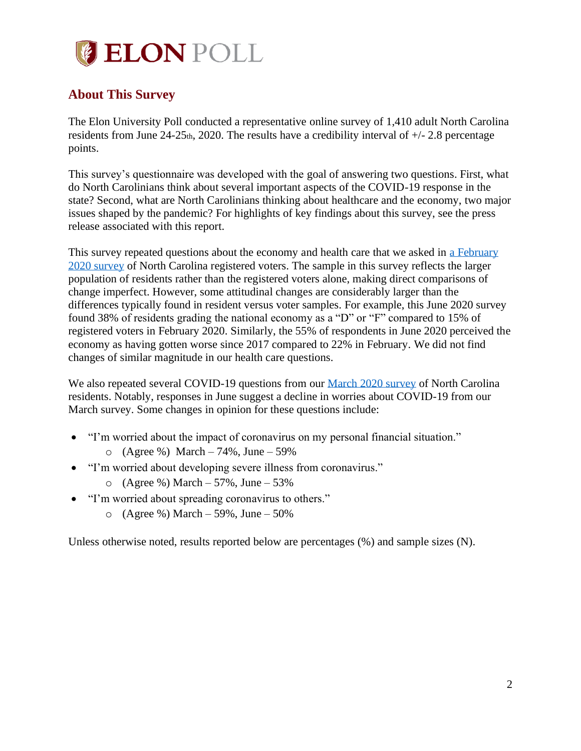# ELON POLL

## About This Survey

The Elon University Poll conducted a representative online survey of 1,410 adult North Carolina residents from June 24-25th, 2020. The results have a credibility interval of +/- 2.8 percentage points.

This survey's questionnaire was developed with the goal of answering two questions. First, what do North Carolinians think about several important aspects of the COVID-19 response in the state? Second, what are North Carolinians thinking about healthcare and the economy, two major issues shaped by the pandemic? For highlights of key findings about this survey, see the press release associated with this report.

This survey repeated questions about the economy and health care that we asked in a February 2020 survey of North Carolina registered voters. The sample in this survey reflects the larger population of residents rather than the registered voters alone, making direct comparisons of change imperfect. However, some attitudinal changes are considerably larger than the differences typically found in resident versus voter samples. For example, this June 2020 survey found 38% of residents grading the national economy as a "D" or "F" compared to 15% of registered voters in February 2020. Similarly, the 55% of respondents in June 2020 perceived the economy as having gotten worse since 2017 compared to 22% in February. We did not find changes of similar magnitude in our health care questions.

We also repeated several COVID-19 questions from our March 2020 survey of North Carolina residents. Notably, responses in June suggest a decline in worries about COVID-19 from our March survey. Some changes in opinion for these questions include:

- "I'm worried about the impact of coronavirus on my personal financial situation."
  - (Agree %) March – 74%, June – 59%
- "I'm worried about developing severe illness from coronavirus."
  - (Agree %) March – 57%, June – 53%
- "I'm worried about spreading coronavirus to others."
  - (Agree %) March – 59%, June – 50%

Unless otherwise noted, results reported below are percentages (%) and sample sizes (N).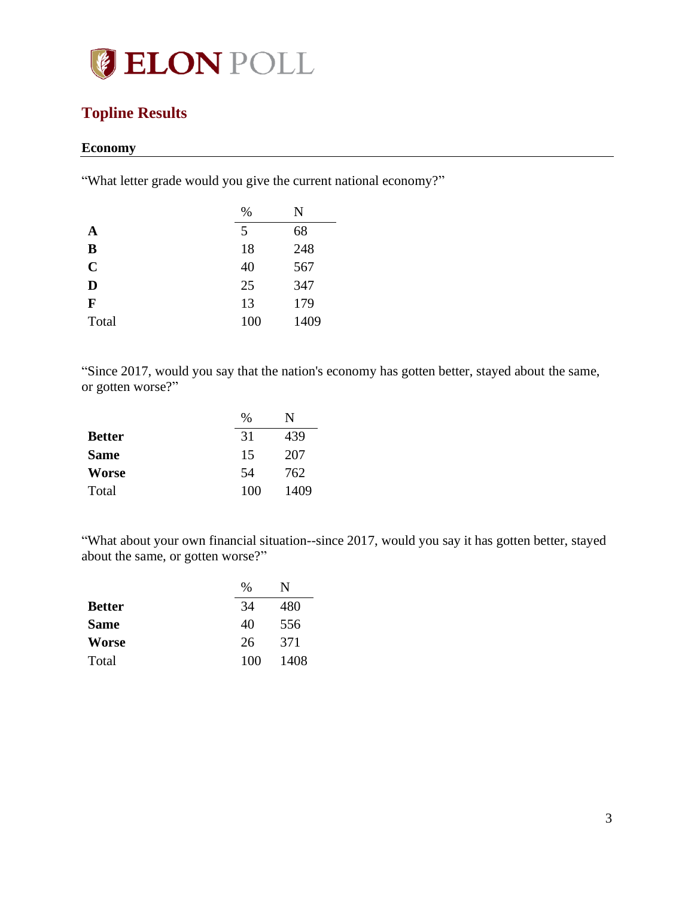ELON POLL

## Topline Results

### Economy

"What letter grade would you give the current national economy?"

| | % | N |
|---|---|---|
| **A** | 5 | 68 |
| **B** | 18 | 248 |
| **C** | 40 | 567 |
| **D** | 25 | 347 |
| **F** | 13 | 179 |
| Total | 100 | 1409 |

"Since 2017, would you say that the nation's economy has gotten better, stayed about the same, or gotten worse?"

| | % | N |
|---|---|---|
| **Better** | 31 | 439 |
| **Same** | 15 | 207 |
| **Worse** | 54 | 762 |
| Total | 100 | 1409 |

"What about your own financial situation--since 2017, would you say it has gotten better, stayed about the same, or gotten worse?"

| | % | N |
|---|---|---|
| **Better** | 34 | 480 |
| **Same** | 40 | 556 |
| **Worse** | 26 | 371 |
| Total | 100 | 1408 |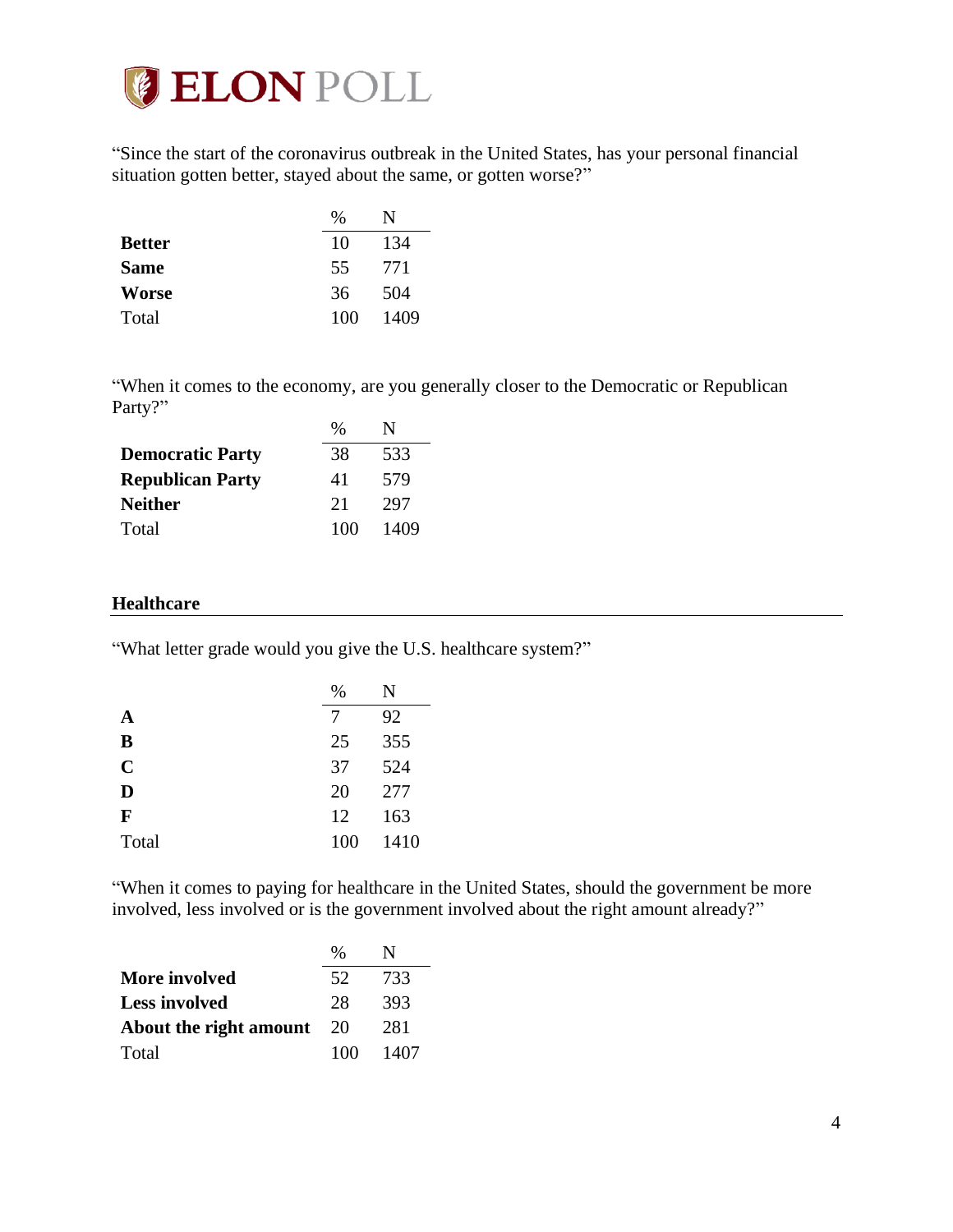“Since the start of the coronavirus outbreak in the United States, has your personal financial situation gotten better, stayed about the same, or gotten worse?”

| | % | N |
|---|---|---|
| **Better** | 10 | 134 |
| **Same** | 55 | 771 |
| **Worse** | 36 | 504 |
| Total | 100 | 1409 |

“When it comes to the economy, are you generally closer to the Democratic or Republican Party?”

| | % | N |
|---|---|---|
| **Democratic Party** | 38 | 533 |
| **Republican Party** | 41 | 579 |
| **Neither** | 21 | 297 |
| Total | 100 | 1409 |

## Healthcare

“What letter grade would you give the U.S. healthcare system?”

| | % | N |
|---|---|---|
| **A** | 7 | 92 |
| **B** | 25 | 355 |
| **C** | 37 | 524 |
| **D** | 20 | 277 |
| **F** | 12 | 163 |
| Total | 100 | 1410 |

“When it comes to paying for healthcare in the United States, should the government be more involved, less involved or is the government involved about the right amount already?”

| | % | N |
|---|---|---|
| **More involved** | 52 | 733 |
| **Less involved** | 28 | 393 |
| **About the right amount** | 20 | 281 |
| Total | 100 | 1407 |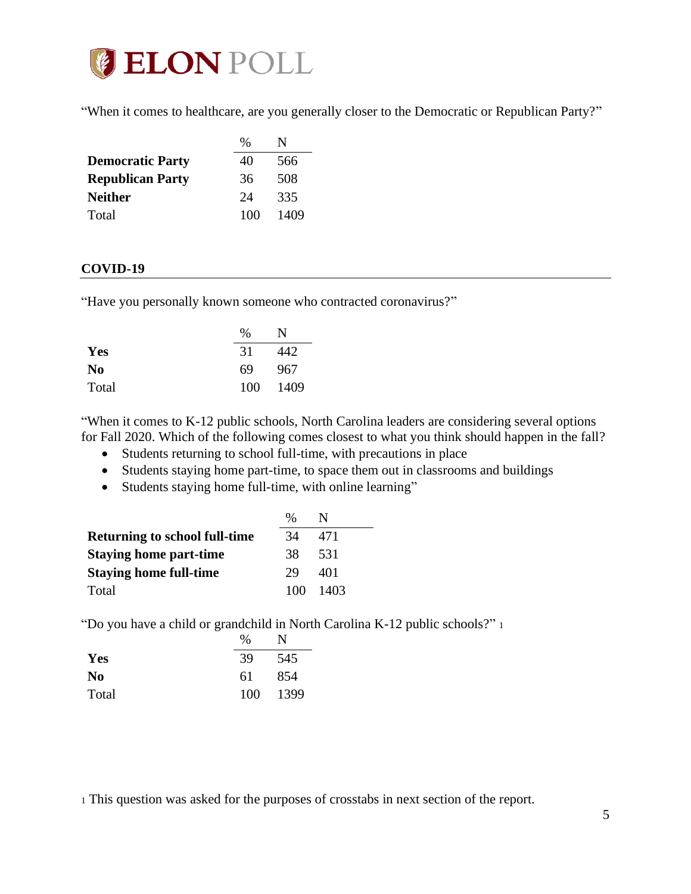"When it comes to healthcare, are you generally closer to the Democratic or Republican Party?"

| | % | N |
|---|---|---|
| **Democratic Party** | 40 | 566 |
| **Republican Party** | 36 | 508 |
| **Neither** | 24 | 335 |
| Total | 100 | 1409 |

## COVID-19

"Have you personally known someone who contracted coronavirus?"

| | % | N |
|---|---|---|
| **Yes** | 31 | 442 |
| **No** | 69 | 967 |
| Total | 100 | 1409 |

"When it comes to K-12 public schools, North Carolina leaders are considering several options for Fall 2020. Which of the following comes closest to what you think should happen in the fall?

- Students returning to school full-time, with precautions in place
- Students staying home part-time, to space them out in classrooms and buildings
- Students staying home full-time, with online learning"

| | % | N |
|---|---|---|
| **Returning to school full-time** | 34 | 471 |
| **Staying home part-time** | 38 | 531 |
| **Staying home full-time** | 29 | 401 |
| Total | 100 | 1403 |

"Do you have a child or grandchild in North Carolina K-12 public schools?" [1]

| | % | N |
|---|---|---|
| **Yes** | 39 | 545 |
| **No** | 61 | 854 |
| Total | 100 | 1399 |

[1] This question was asked for the purposes of crosstabs in next section of the report.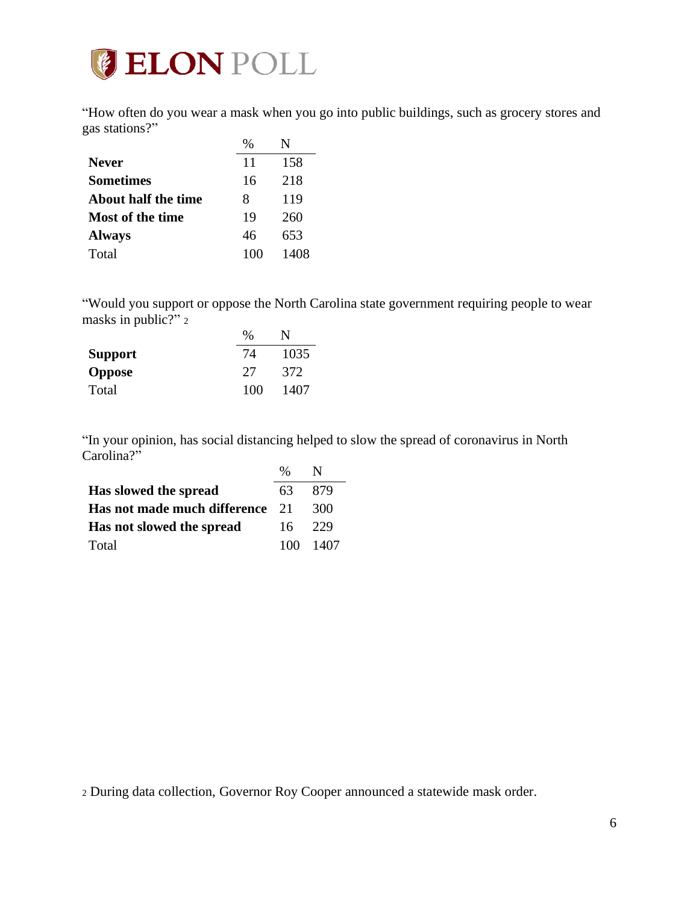"How often do you wear a mask when you go into public buildings, such as grocery stores and gas stations?"

| | % | N |
|---|---|---|
| **Never** | 11 | 158 |
| **Sometimes** | 16 | 218 |
| **About half the time** | 8 | 119 |
| **Most of the time** | 19 | 260 |
| **Always** | 46 | 653 |
| Total | 100 | 1408 |

"Would you support or oppose the North Carolina state government requiring people to wear masks in public?" [2]

| | % | N |
|---|---|---|
| **Support** | 74 | 1035 |
| **Oppose** | 27 | 372 |
| Total | 100 | 1407 |

"In your opinion, has social distancing helped to slow the spread of coronavirus in North Carolina?"

| | % | N |
|---|---|---|
| **Has slowed the spread** | 63 | 879 |
| **Has not made much difference** | 21 | 300 |
| **Has not slowed the spread** | 16 | 229 |
| Total | 100 | 1407 |

[2] During data collection, Governor Roy Cooper announced a statewide mask order.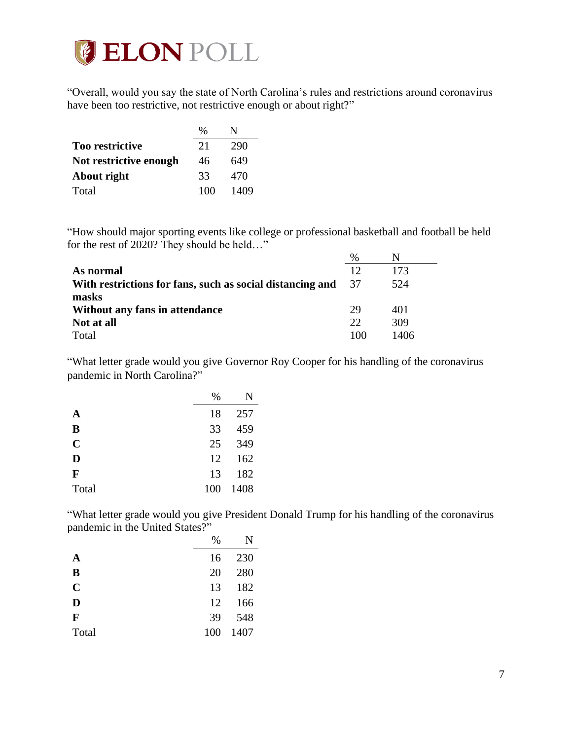"Overall, would you say the state of North Carolina's rules and restrictions around coronavirus have been too restrictive, not restrictive enough or about right?"

| | % | N |
|---|---|---|
| **Too restrictive** | 21 | 290 |
| **Not restrictive enough** | 46 | 649 |
| **About right** | 33 | 470 |
| Total | 100 | 1409 |

"How should major sporting events like college or professional basketball and football be held for the rest of 2020? They should be held…"

| | % | N |
|---|---|---|
| **As normal** | 12 | 173 |
| **With restrictions for fans, such as social distancing and masks** | 37 | 524 |
| **Without any fans in attendance** | 29 | 401 |
| **Not at all** | 22 | 309 |
| Total | 100 | 1406 |

"What letter grade would you give Governor Roy Cooper for his handling of the coronavirus pandemic in North Carolina?"

| | % | N |
|---|---|---|
| **A** | 18 | 257 |
| **B** | 33 | 459 |
| **C** | 25 | 349 |
| **D** | 12 | 162 |
| **F** | 13 | 182 |
| Total | 100 | 1408 |

"What letter grade would you give President Donald Trump for his handling of the coronavirus pandemic in the United States?"

| | % | N |
|---|---|---|
| **A** | 16 | 230 |
| **B** | 20 | 280 |
| **C** | 13 | 182 |
| **D** | 12 | 166 |
| **F** | 39 | 548 |
| Total | 100 | 1407 |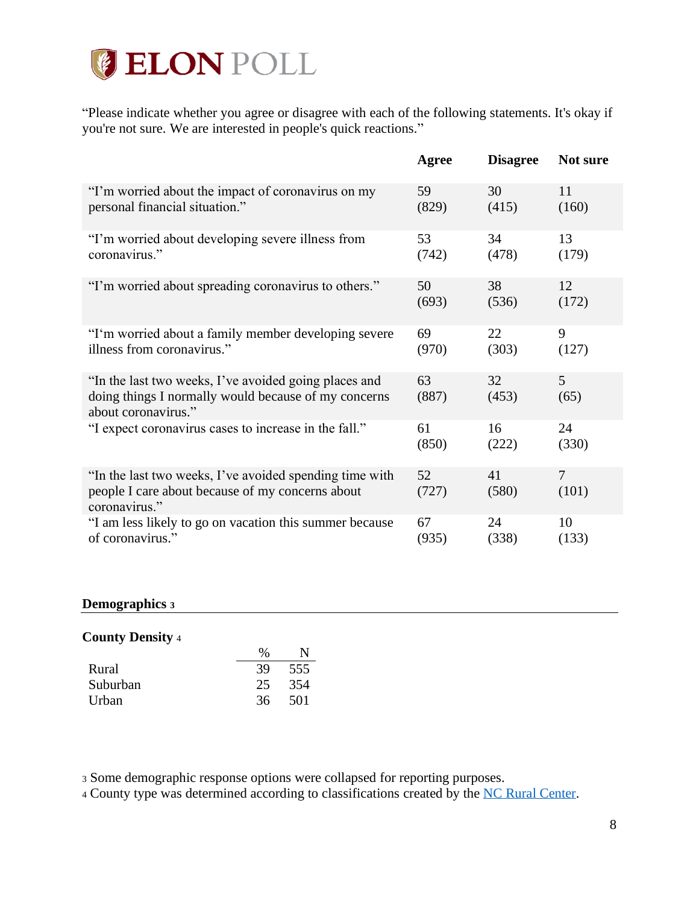"Please indicate whether you agree or disagree with each of the following statements. It's okay if you're not sure. We are interested in people's quick reactions."

| | Agree | Disagree | Not sure |
|---|---|---|---|
| "I'm worried about the impact of coronavirus on my personal financial situation." | 59 (829) | 30 (415) | 11 (160) |
| "I'm worried about developing severe illness from coronavirus." | 53 (742) | 34 (478) | 13 (179) |
| "I'm worried about spreading coronavirus to others." | 50 (693) | 38 (536) | 12 (172) |
| "I'm worried about a family member developing severe illness from coronavirus." | 69 (970) | 22 (303) | 9 (127) |
| "In the last two weeks, I've avoided going places and doing things I normally would because of my concerns about coronavirus." | 63 (887) | 32 (453) | 5 (65) |
| "I expect coronavirus cases to increase in the fall." | 61 (850) | 16 (222) | 24 (330) |
| "In the last two weeks, I've avoided spending time with people I care about because of my concerns about coronavirus." | 52 (727) | 41 (580) | 7 (101) |
| "I am less likely to go on vacation this summer because of coronavirus." | 67 (935) | 24 (338) | 10 (133) |

## Demographics [3]

### County Density [4]

| | % | N |
|---|---|---|
| Rural | 39 | 555 |
| Suburban | 25 | 354 |
| Urban | 36 | 501 |

[3] Some demographic response options were collapsed for reporting purposes.
[4] County type was determined according to classifications created by the NC Rural Center.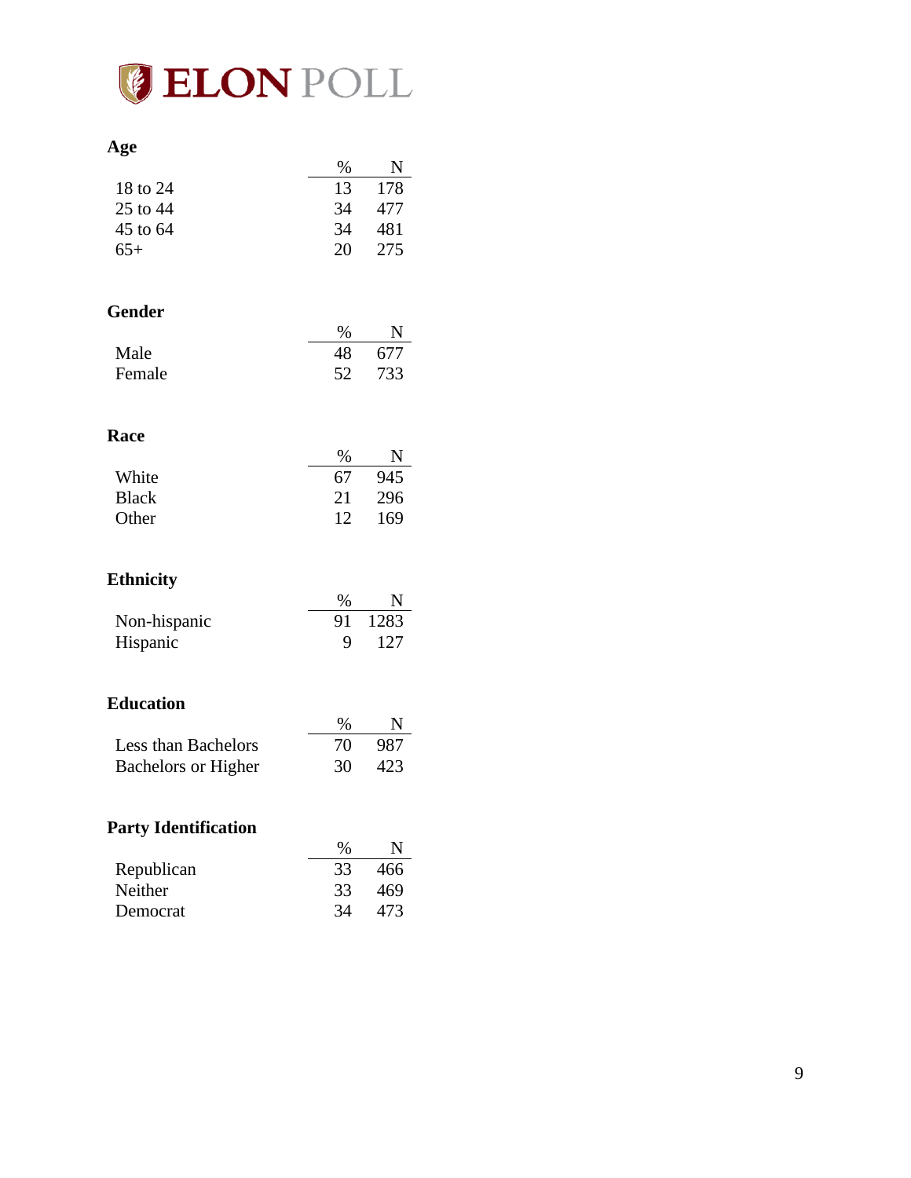## Age

| | % | N |
|---|---|---|
| 18 to 24 | 13 | 178 |
| 25 to 44 | 34 | 477 |
| 45 to 64 | 34 | 481 |
| 65+ | 20 | 275 |

## Gender

| | % | N |
|---|---|---|
| Male | 48 | 677 |
| Female | 52 | 733 |

## Race

| | % | N |
|---|---|---|
| White | 67 | 945 |
| Black | 21 | 296 |
| Other | 12 | 169 |

## Ethnicity

| | % | N |
|---|---|---|
| Non-hispanic | 91 | 1283 |
| Hispanic | 9 | 127 |

## Education

| | % | N |
|---|---|---|
| Less than Bachelors | 70 | 987 |
| Bachelors or Higher | 30 | 423 |

## Party Identification

| | % | N |
|---|---|---|
| Republican | 33 | 466 |
| Neither | 33 | 469 |
| Democrat | 34 | 473 |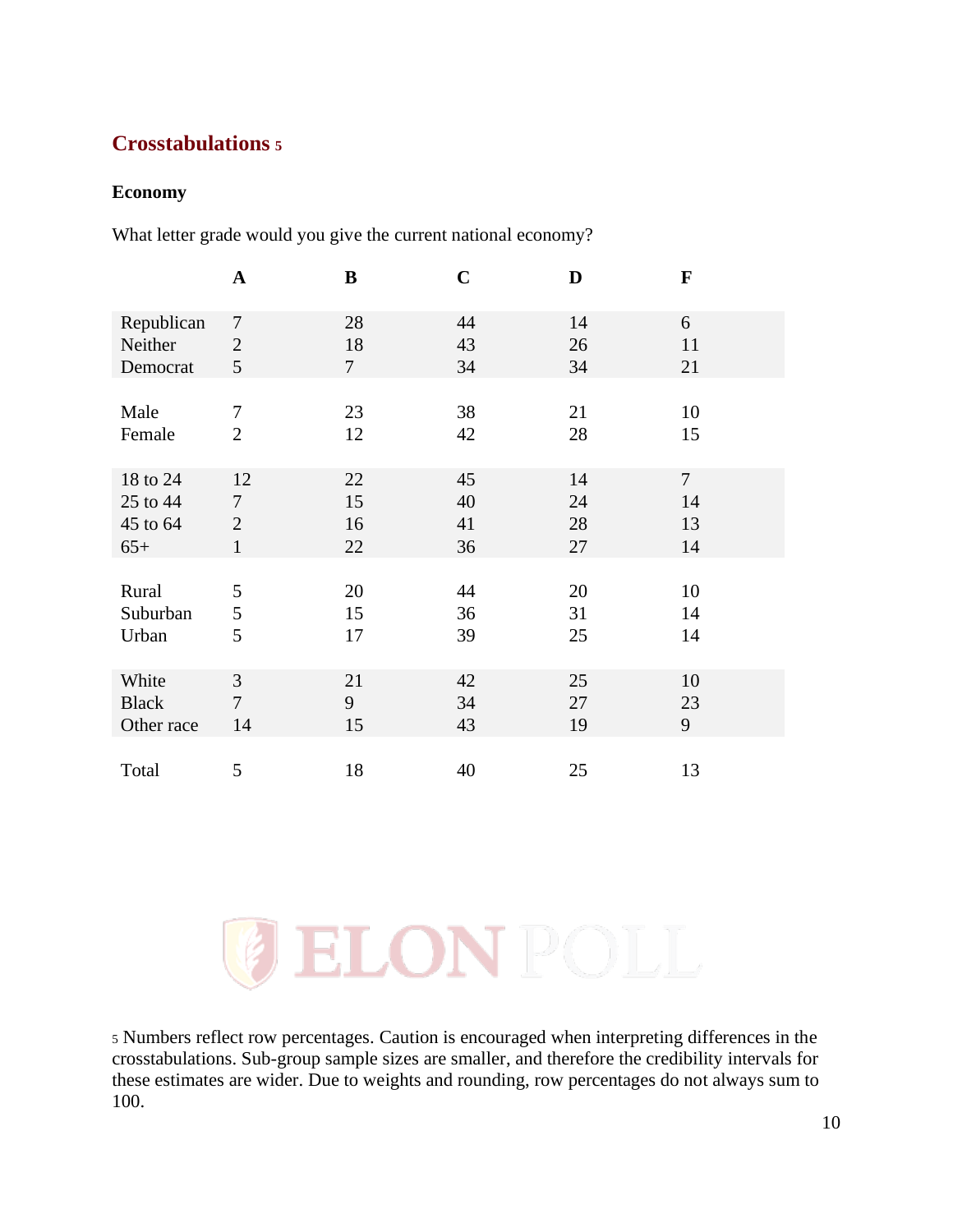## Crosstabulations [5]

### Economy

What letter grade would you give the current national economy?

| | A | B | C | D | F |
|---|---|---|---|---|---|
| Republican | 7 | 28 | 44 | 14 | 6 |
| Neither | 2 | 18 | 43 | 26 | 11 |
| Democrat | 5 | 7 | 34 | 34 | 21 |
| | | | | | |
| Male | 7 | 23 | 38 | 21 | 10 |
| Female | 2 | 12 | 42 | 28 | 15 |
| | | | | | |
| 18 to 24 | 12 | 22 | 45 | 14 | 7 |
| 25 to 44 | 7 | 15 | 40 | 24 | 14 |
| 45 to 64 | 2 | 16 | 41 | 28 | 13 |
| 65+ | 1 | 22 | 36 | 27 | 14 |
| | | | | | |
| Rural | 5 | 20 | 44 | 20 | 10 |
| Suburban | 5 | 15 | 36 | 31 | 14 |
| Urban | 5 | 17 | 39 | 25 | 14 |
| | | | | | |
| White | 3 | 21 | 42 | 25 | 10 |
| Black | 7 | 9 | 34 | 27 | 23 |
| Other race | 14 | 15 | 43 | 19 | 9 |
| | | | | | |
| Total | 5 | 18 | 40 | 25 | 13 |

[5] Numbers reflect row percentages. Caution is encouraged when interpreting differences in the crosstabulations. Sub-group sample sizes are smaller, and therefore the credibility intervals for these estimates are wider. Due to weights and rounding, row percentages do not always sum to 100.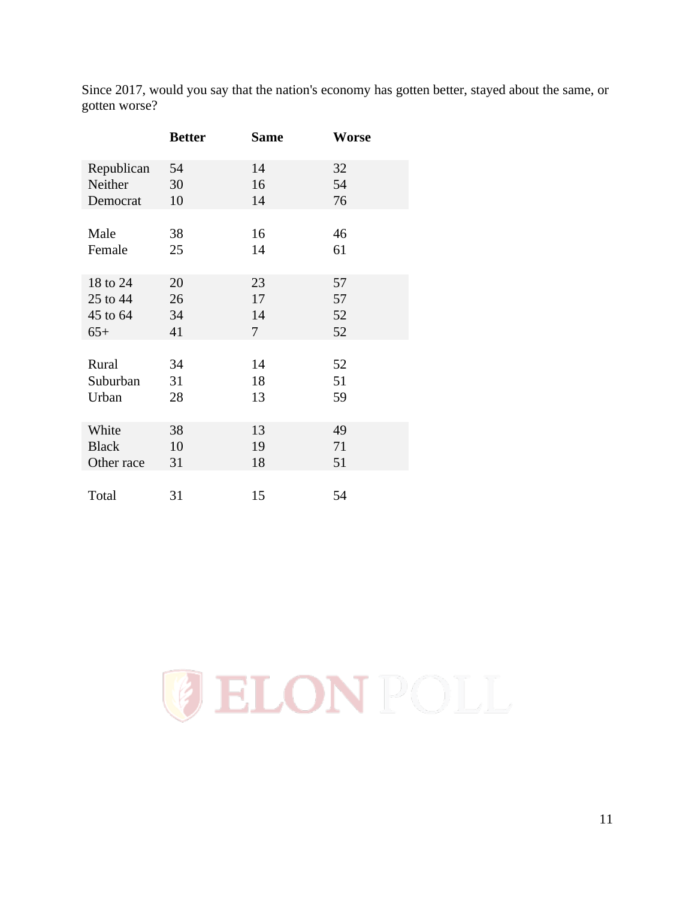Since 2017, would you say that the nation's economy has gotten better, stayed about the same, or gotten worse?

| | Better | Same | Worse |
|---|---|---|---|
| Republican | 54 | 14 | 32 |
| Neither | 30 | 16 | 54 |
| Democrat | 10 | 14 | 76 |
| Male | 38 | 16 | 46 |
| Female | 25 | 14 | 61 |
| 18 to 24 | 20 | 23 | 57 |
| 25 to 44 | 26 | 17 | 57 |
| 45 to 64 | 34 | 14 | 52 |
| 65+ | 41 | 7 | 52 |
| Rural | 34 | 14 | 52 |
| Suburban | 31 | 18 | 51 |
| Urban | 28 | 13 | 59 |
| White | 38 | 13 | 49 |
| Black | 10 | 19 | 71 |
| Other race | 31 | 18 | 51 |
| Total | 31 | 15 | 54 |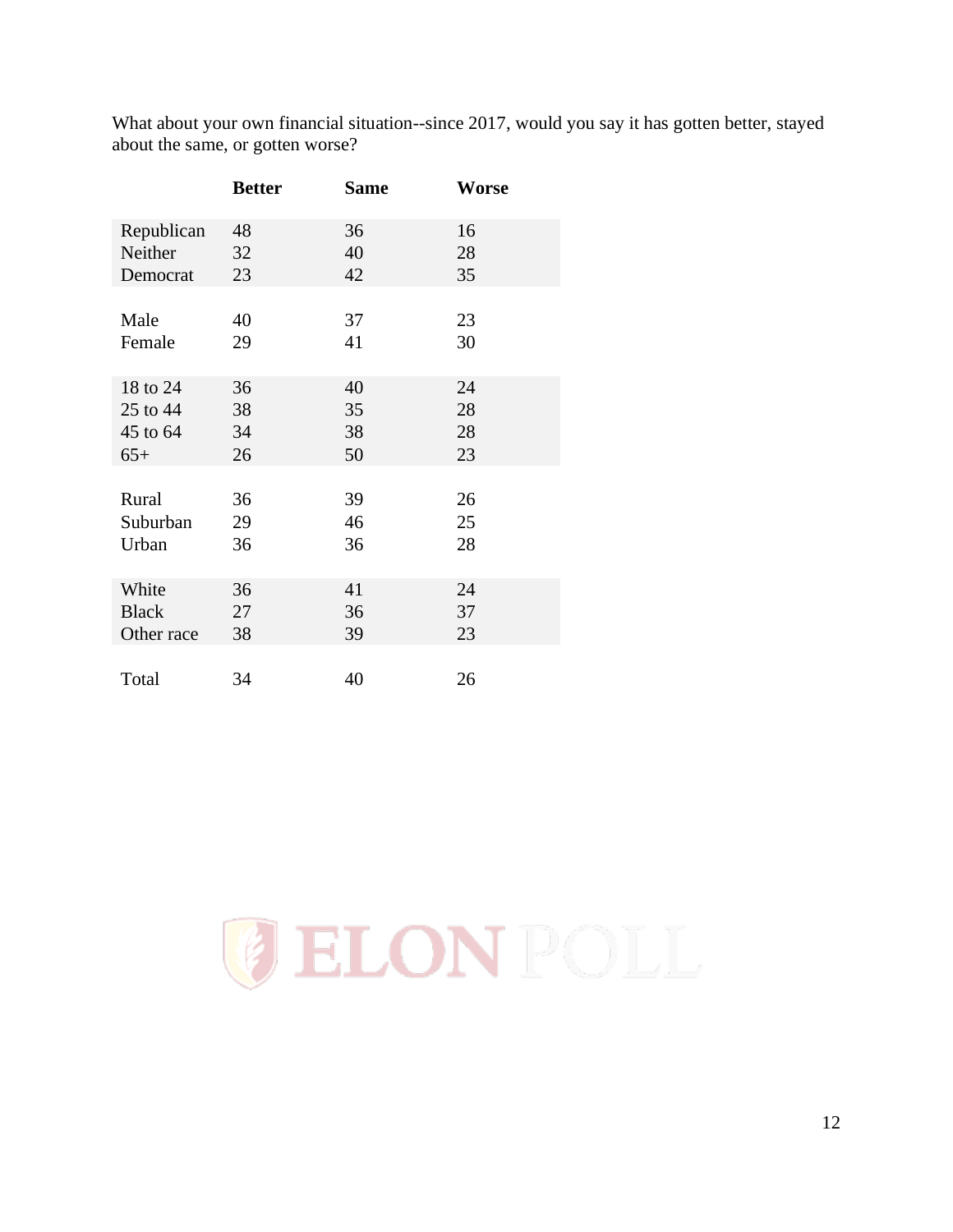What about your own financial situation--since 2017, would you say it has gotten better, stayed about the same, or gotten worse?

| | Better | Same | Worse |
|---|---|---|---|
| Republican | 48 | 36 | 16 |
| Neither | 32 | 40 | 28 |
| Democrat | 23 | 42 | 35 |
| | | | |
| Male | 40 | 37 | 23 |
| Female | 29 | 41 | 30 |
| | | | |
| 18 to 24 | 36 | 40 | 24 |
| 25 to 44 | 38 | 35 | 28 |
| 45 to 64 | 34 | 38 | 28 |
| 65+ | 26 | 50 | 23 |
| | | | |
| Rural | 36 | 39 | 26 |
| Suburban | 29 | 46 | 25 |
| Urban | 36 | 36 | 28 |
| | | | |
| White | 36 | 41 | 24 |
| Black | 27 | 36 | 37 |
| Other race | 38 | 39 | 23 |
| | | | |
| Total | 34 | 40 | 26 |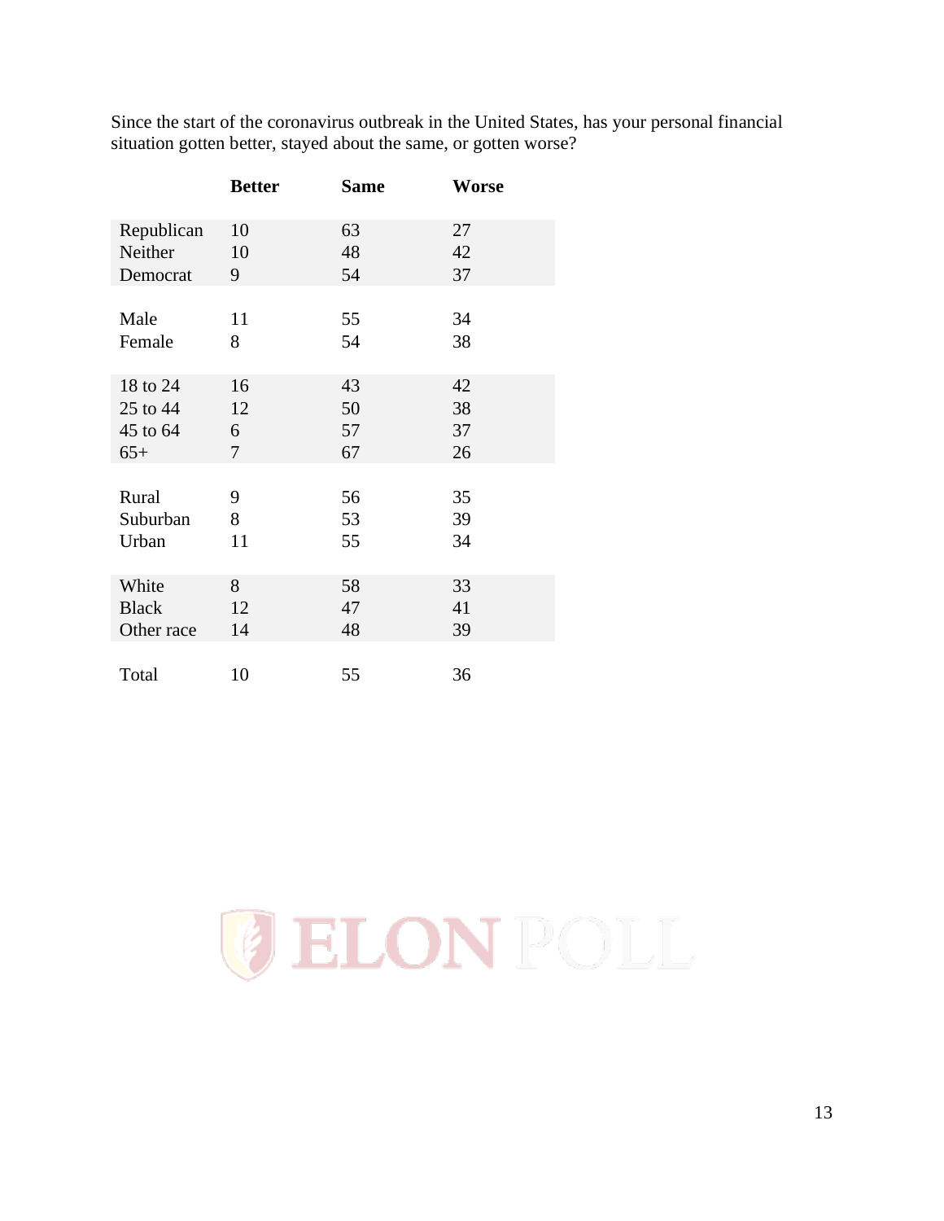Since the start of the coronavirus outbreak in the United States, has your personal financial situation gotten better, stayed about the same, or gotten worse?

| | **Better** | **Same** | **Worse** |
|---|---|---|---|
| Republican | 10 | 63 | 27 |
| Neither | 10 | 48 | 42 |
| Democrat | 9 | 54 | 37 |
| | | | |
| Male | 11 | 55 | 34 |
| Female | 8 | 54 | 38 |
| | | | |
| 18 to 24 | 16 | 43 | 42 |
| 25 to 44 | 12 | 50 | 38 |
| 45 to 64 | 6 | 57 | 37 |
| 65+ | 7 | 67 | 26 |
| | | | |
| Rural | 9 | 56 | 35 |
| Suburban | 8 | 53 | 39 |
| Urban | 11 | 55 | 34 |
| | | | |
| White | 8 | 58 | 33 |
| Black | 12 | 47 | 41 |
| Other race | 14 | 48 | 39 |
| | | | |
| Total | 10 | 55 | 36 |

ELON POLL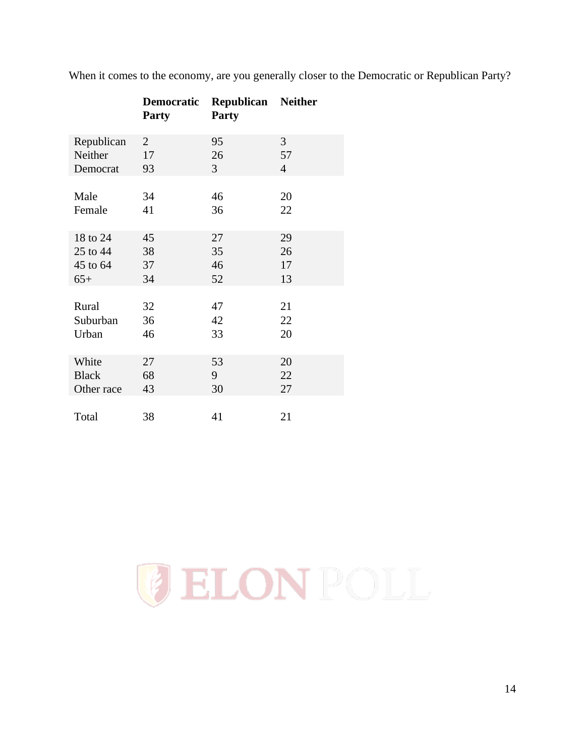When it comes to the economy, are you generally closer to the Democratic or Republican Party?

| | Democratic Party | Republican Party | Neither |
|---|---|---|---|
| Republican | 2 | 95 | 3 |
| Neither | 17 | 26 | 57 |
| Democrat | 93 | 3 | 4 |
| | | | |
| Male | 34 | 46 | 20 |
| Female | 41 | 36 | 22 |
| | | | |
| 18 to 24 | 45 | 27 | 29 |
| 25 to 44 | 38 | 35 | 26 |
| 45 to 64 | 37 | 46 | 17 |
| 65+ | 34 | 52 | 13 |
| | | | |
| Rural | 32 | 47 | 21 |
| Suburban | 36 | 42 | 22 |
| Urban | 46 | 33 | 20 |
| | | | |
| White | 27 | 53 | 20 |
| Black | 68 | 9 | 22 |
| Other race | 43 | 30 | 27 |
| | | | |
| Total | 38 | 41 | 21 |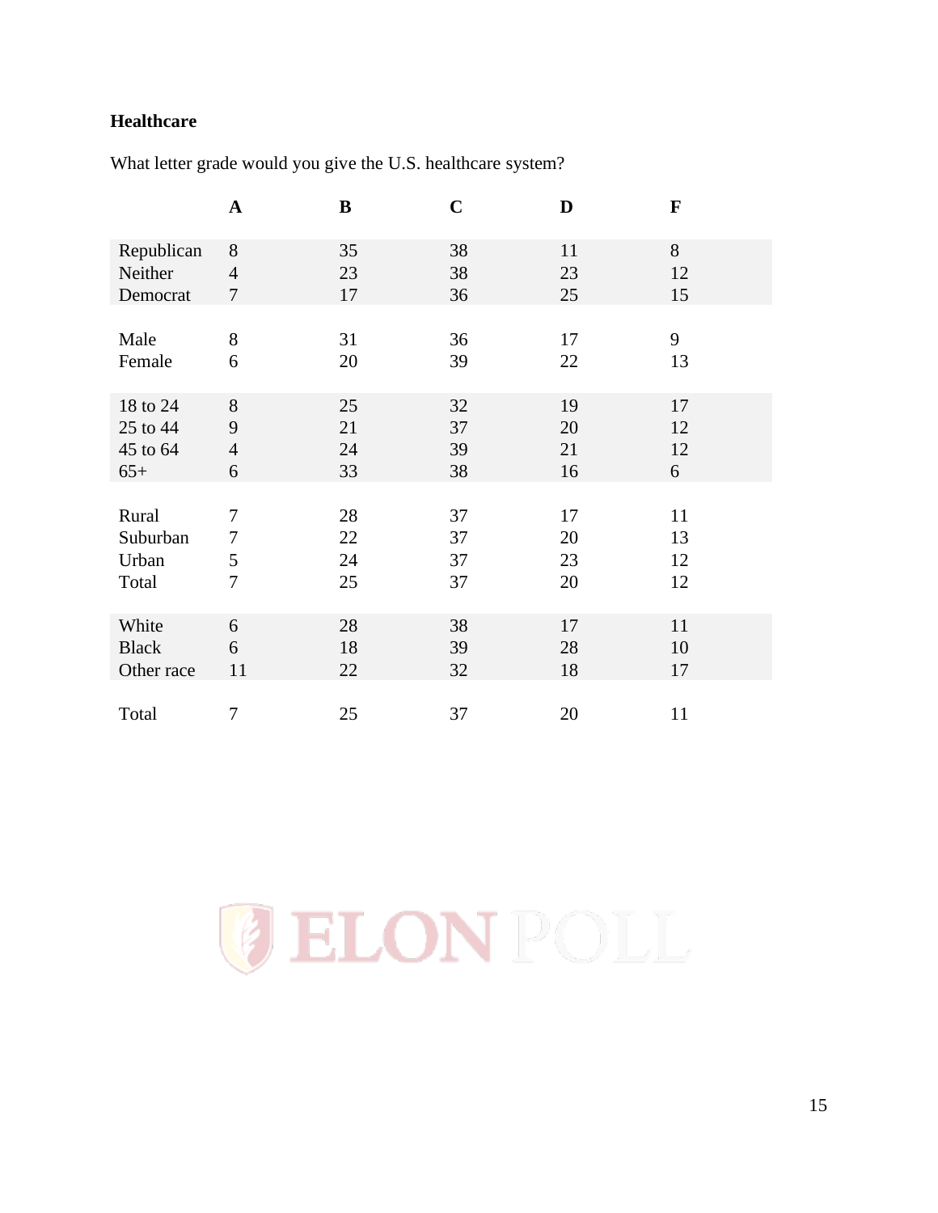**Healthcare**

What letter grade would you give the U.S. healthcare system?

| | A | B | C | D | F |
|---|---|---|---|---|---|
| Republican | 8 | 35 | 38 | 11 | 8 |
| Neither | 4 | 23 | 38 | 23 | 12 |
| Democrat | 7 | 17 | 36 | 25 | 15 |
| | | | | | |
| Male | 8 | 31 | 36 | 17 | 9 |
| Female | 6 | 20 | 39 | 22 | 13 |
| | | | | | |
| 18 to 24 | 8 | 25 | 32 | 19 | 17 |
| 25 to 44 | 9 | 21 | 37 | 20 | 12 |
| 45 to 64 | 4 | 24 | 39 | 21 | 12 |
| 65+ | 6 | 33 | 38 | 16 | 6 |
| | | | | | |
| Rural | 7 | 28 | 37 | 17 | 11 |
| Suburban | 7 | 22 | 37 | 20 | 13 |
| Urban | 5 | 24 | 37 | 23 | 12 |
| Total | 7 | 25 | 37 | 20 | 12 |
| | | | | | |
| White | 6 | 28 | 38 | 17 | 11 |
| Black | 6 | 18 | 39 | 28 | 10 |
| Other race | 11 | 22 | 32 | 18 | 17 |
| | | | | | |
| Total | 7 | 25 | 37 | 20 | 11 |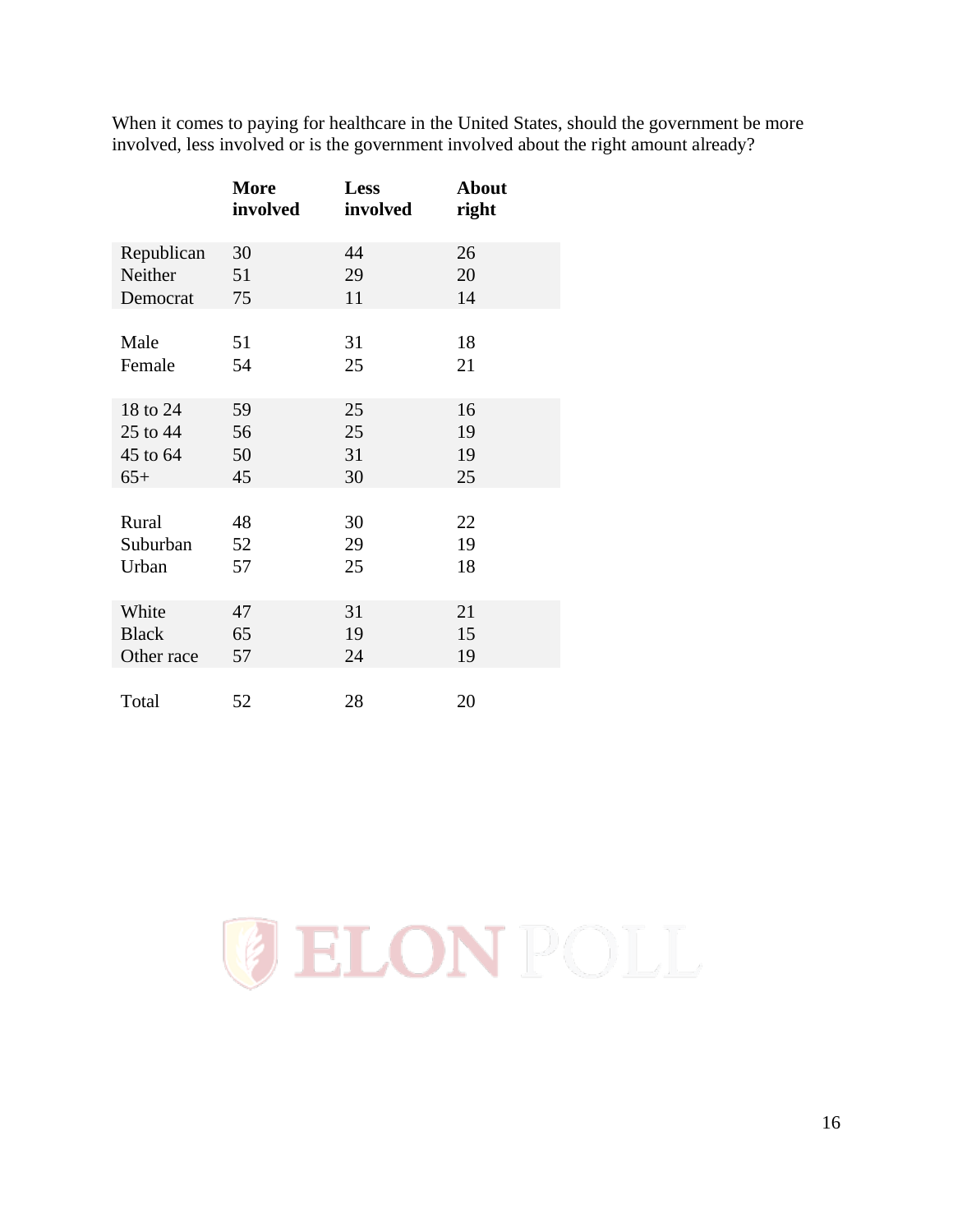When it comes to paying for healthcare in the United States, should the government be more involved, less involved or is the government involved about the right amount already?

| | More involved | Less involved | About right |
|---|---|---|---|
| Republican | 30 | 44 | 26 |
| Neither | 51 | 29 | 20 |
| Democrat | 75 | 11 | 14 |
| | | | |
| Male | 51 | 31 | 18 |
| Female | 54 | 25 | 21 |
| | | | |
| 18 to 24 | 59 | 25 | 16 |
| 25 to 44 | 56 | 25 | 19 |
| 45 to 64 | 50 | 31 | 19 |
| 65+ | 45 | 30 | 25 |
| | | | |
| Rural | 48 | 30 | 22 |
| Suburban | 52 | 29 | 19 |
| Urban | 57 | 25 | 18 |
| | | | |
| White | 47 | 31 | 21 |
| Black | 65 | 19 | 15 |
| Other race | 57 | 24 | 19 |
| | | | |
| Total | 52 | 28 | 20 |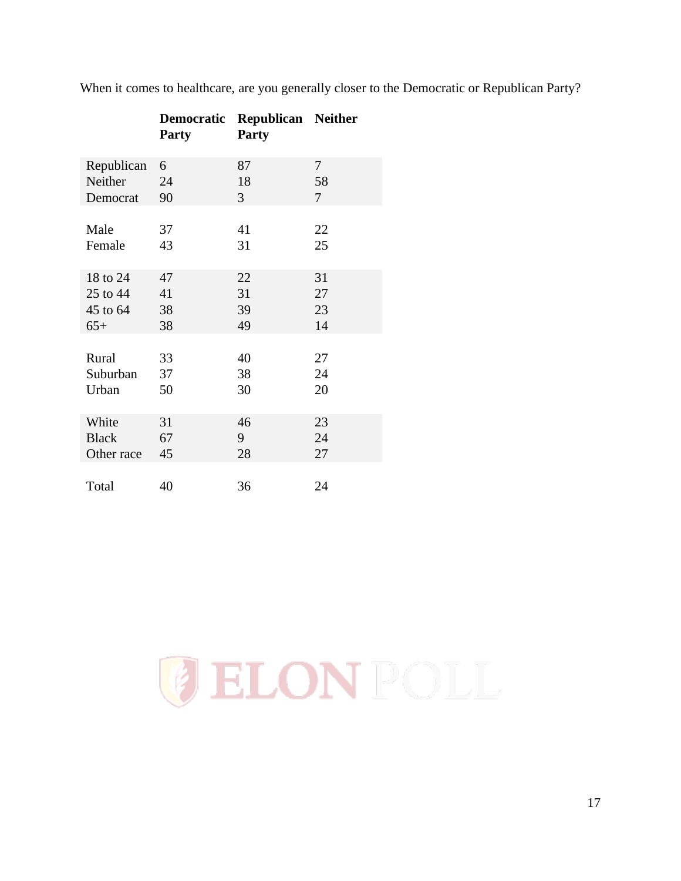When it comes to healthcare, are you generally closer to the Democratic or Republican Party?

| | Democratic Party | Republican Party | Neither |
|---|---|---|---|
| Republican | 6 | 87 | 7 |
| Neither | 24 | 18 | 58 |
| Democrat | 90 | 3 | 7 |
| | | | |
| Male | 37 | 41 | 22 |
| Female | 43 | 31 | 25 |
| | | | |
| 18 to 24 | 47 | 22 | 31 |
| 25 to 44 | 41 | 31 | 27 |
| 45 to 64 | 38 | 39 | 23 |
| 65+ | 38 | 49 | 14 |
| | | | |
| Rural | 33 | 40 | 27 |
| Suburban | 37 | 38 | 24 |
| Urban | 50 | 30 | 20 |
| | | | |
| White | 31 | 46 | 23 |
| Black | 67 | 9 | 24 |
| Other race | 45 | 28 | 27 |
| | | | |
| Total | 40 | 36 | 24 |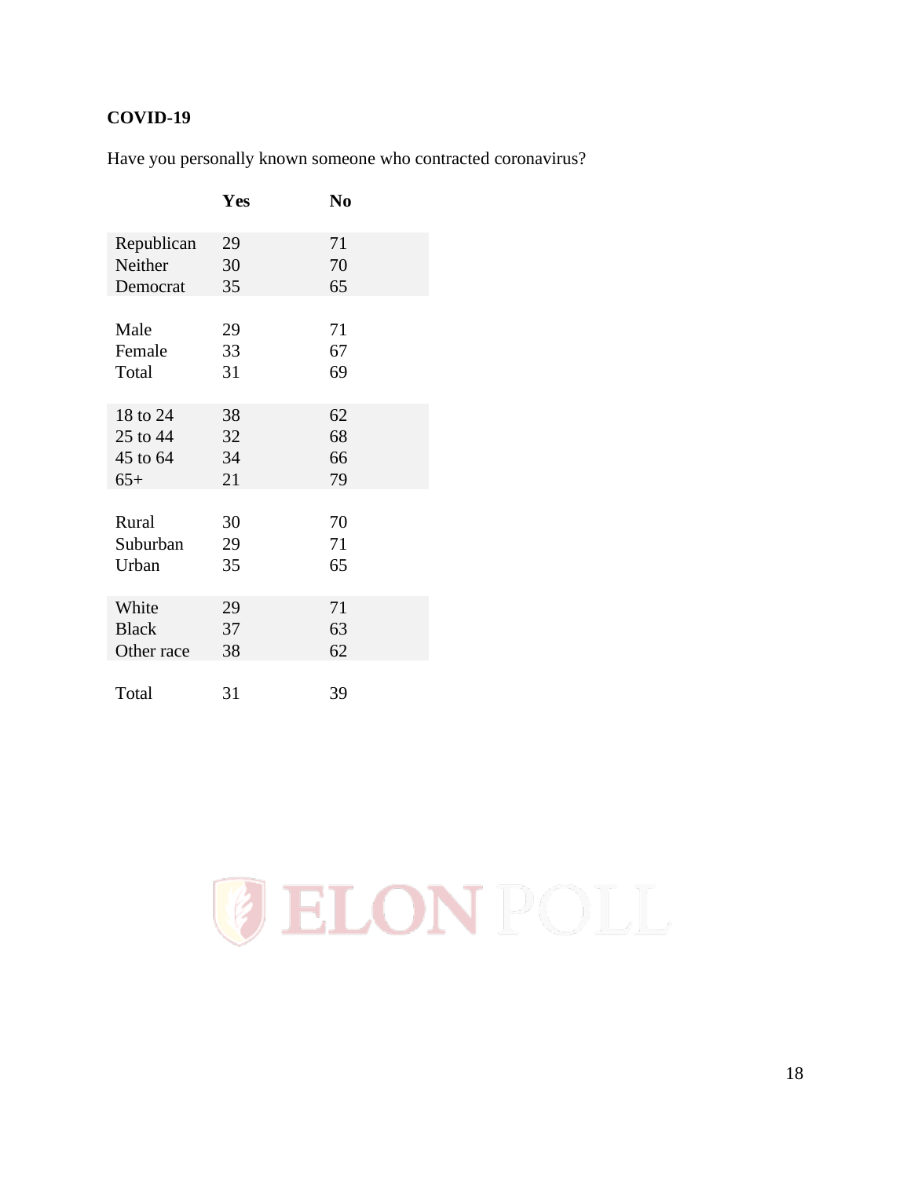**COVID-19**

Have you personally known someone who contracted coronavirus?

| | Yes | No |
|---|---|---|
| Republican | 29 | 71 |
| Neither | 30 | 70 |
| Democrat | 35 | 65 |
| | | |
| Male | 29 | 71 |
| Female | 33 | 67 |
| Total | 31 | 69 |
| | | |
| 18 to 24 | 38 | 62 |
| 25 to 44 | 32 | 68 |
| 45 to 64 | 34 | 66 |
| 65+ | 21 | 79 |
| | | |
| Rural | 30 | 70 |
| Suburban | 29 | 71 |
| Urban | 35 | 65 |
| | | |
| White | 29 | 71 |
| Black | 37 | 63 |
| Other race | 38 | 62 |
| | | |
| Total | 31 | 39 |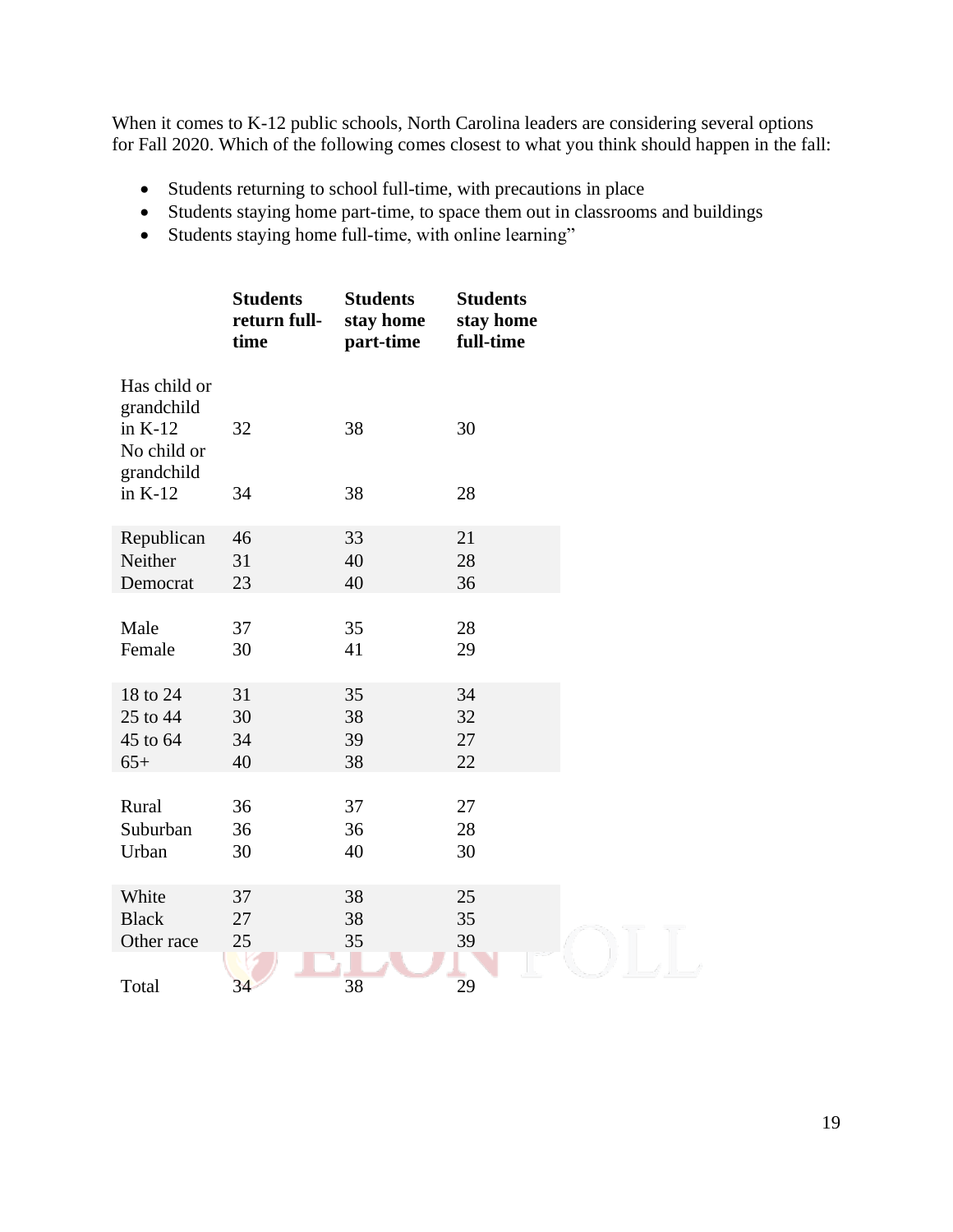When it comes to K-12 public schools, North Carolina leaders are considering several options for Fall 2020. Which of the following comes closest to what you think should happen in the fall:

- Students returning to school full-time, with precautions in place
- Students staying home part-time, to space them out in classrooms and buildings
- Students staying home full-time, with online learning"

| | Students return full-time | Students stay home part-time | Students stay home full-time |
|---|---|---|---|
| Has child or grandchild in K-12 | 32 | 38 | 30 |
| No child or grandchild in K-12 | 34 | 38 | 28 |
| Republican | 46 | 33 | 21 |
| Neither | 31 | 40 | 28 |
| Democrat | 23 | 40 | 36 |
| Male | 37 | 35 | 28 |
| Female | 30 | 41 | 29 |
| 18 to 24 | 31 | 35 | 34 |
| 25 to 44 | 30 | 38 | 32 |
| 45 to 64 | 34 | 39 | 27 |
| 65+ | 40 | 38 | 22 |
| Rural | 36 | 37 | 27 |
| Suburban | 36 | 36 | 28 |
| Urban | 30 | 40 | 30 |
| White | 37 | 38 | 25 |
| Black | 27 | 38 | 35 |
| Other race | 25 | 35 | 39 |
| Total | 34 | 38 | 29 |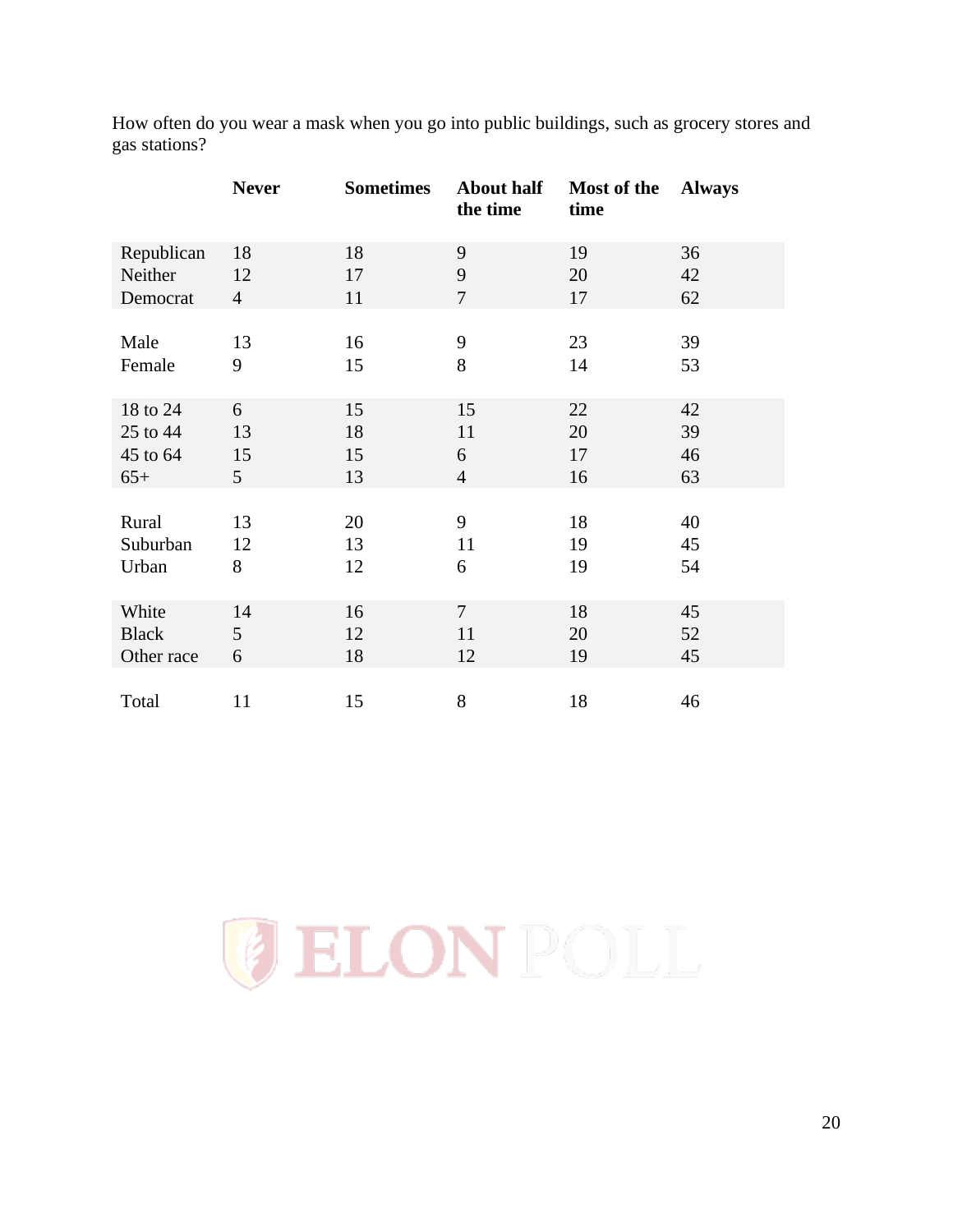How often do you wear a mask when you go into public buildings, such as grocery stores and gas stations?

| | Never | Sometimes | About half the time | Most of the time | Always |
|---|---|---|---|---|---|
| Republican | 18 | 18 | 9 | 19 | 36 |
| Neither | 12 | 17 | 9 | 20 | 42 |
| Democrat | 4 | 11 | 7 | 17 | 62 |
| | | | | | |
| Male | 13 | 16 | 9 | 23 | 39 |
| Female | 9 | 15 | 8 | 14 | 53 |
| | | | | | |
| 18 to 24 | 6 | 15 | 15 | 22 | 42 |
| 25 to 44 | 13 | 18 | 11 | 20 | 39 |
| 45 to 64 | 15 | 15 | 6 | 17 | 46 |
| 65+ | 5 | 13 | 4 | 16 | 63 |
| | | | | | |
| Rural | 13 | 20 | 9 | 18 | 40 |
| Suburban | 12 | 13 | 11 | 19 | 45 |
| Urban | 8 | 12 | 6 | 19 | 54 |
| | | | | | |
| White | 14 | 16 | 7 | 18 | 45 |
| Black | 5 | 12 | 11 | 20 | 52 |
| Other race | 6 | 18 | 12 | 19 | 45 |
| | | | | | |
| Total | 11 | 15 | 8 | 18 | 46 |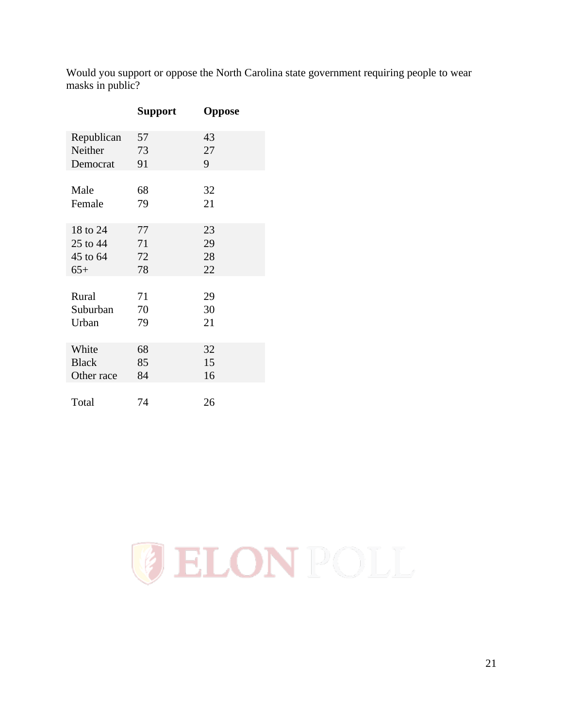Would you support or oppose the North Carolina state government requiring people to wear masks in public?

| | Support | Oppose |
|---|---|---|
| Republican | 57 | 43 |
| Neither | 73 | 27 |
| Democrat | 91 | 9 |
| Male | 68 | 32 |
| Female | 79 | 21 |
| 18 to 24 | 77 | 23 |
| 25 to 44 | 71 | 29 |
| 45 to 64 | 72 | 28 |
| 65+ | 78 | 22 |
| Rural | 71 | 29 |
| Suburban | 70 | 30 |
| Urban | 79 | 21 |
| White | 68 | 32 |
| Black | 85 | 15 |
| Other race | 84 | 16 |
| Total | 74 | 26 |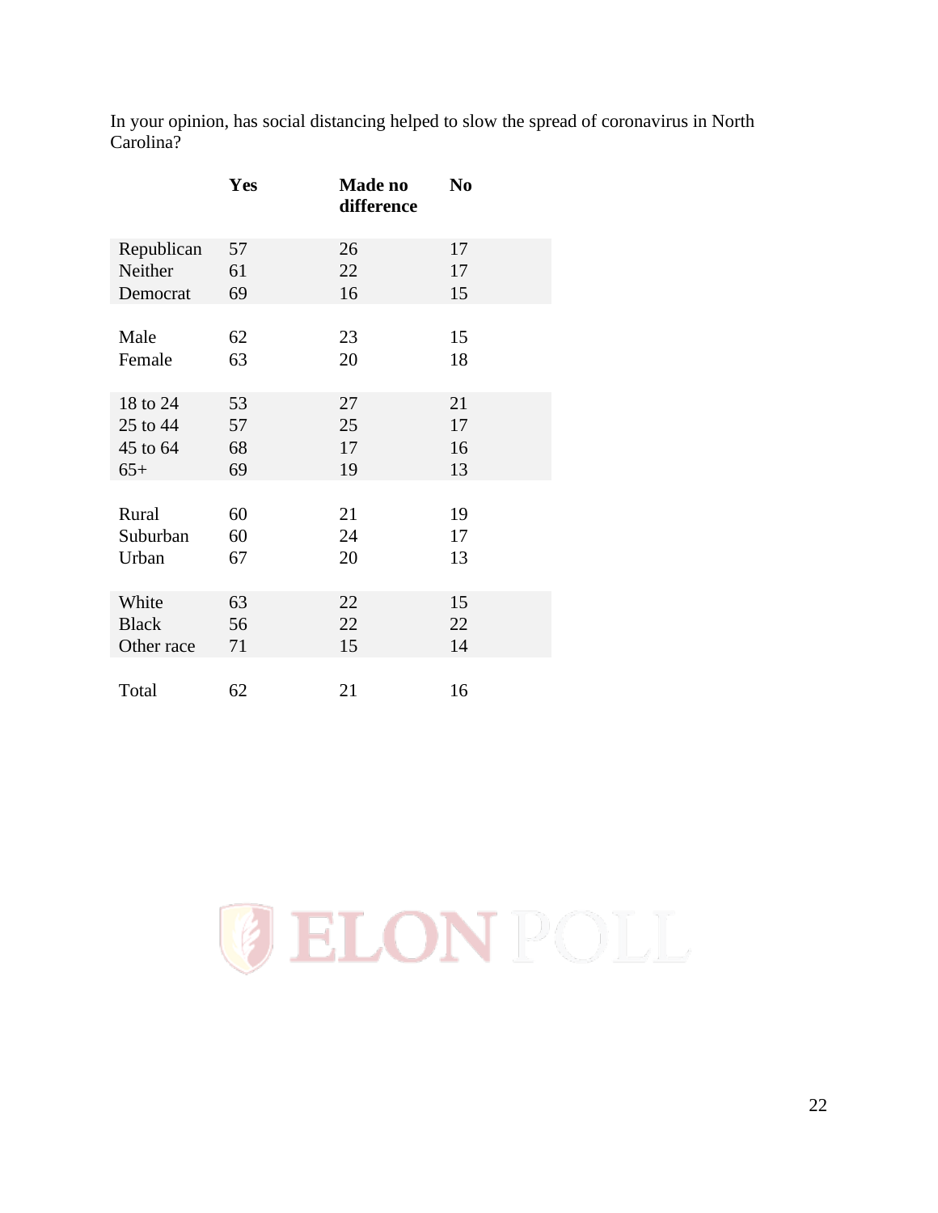In your opinion, has social distancing helped to slow the spread of coronavirus in North Carolina?

| | Yes | Made no difference | No |
|---|---|---|---|
| Republican | 57 | 26 | 17 |
| Neither | 61 | 22 | 17 |
| Democrat | 69 | 16 | 15 |
| | | | |
| Male | 62 | 23 | 15 |
| Female | 63 | 20 | 18 |
| | | | |
| 18 to 24 | 53 | 27 | 21 |
| 25 to 44 | 57 | 25 | 17 |
| 45 to 64 | 68 | 17 | 16 |
| 65+ | 69 | 19 | 13 |
| | | | |
| Rural | 60 | 21 | 19 |
| Suburban | 60 | 24 | 17 |
| Urban | 67 | 20 | 13 |
| | | | |
| White | 63 | 22 | 15 |
| Black | 56 | 22 | 22 |
| Other race | 71 | 15 | 14 |
| | | | |
| Total | 62 | 21 | 16 |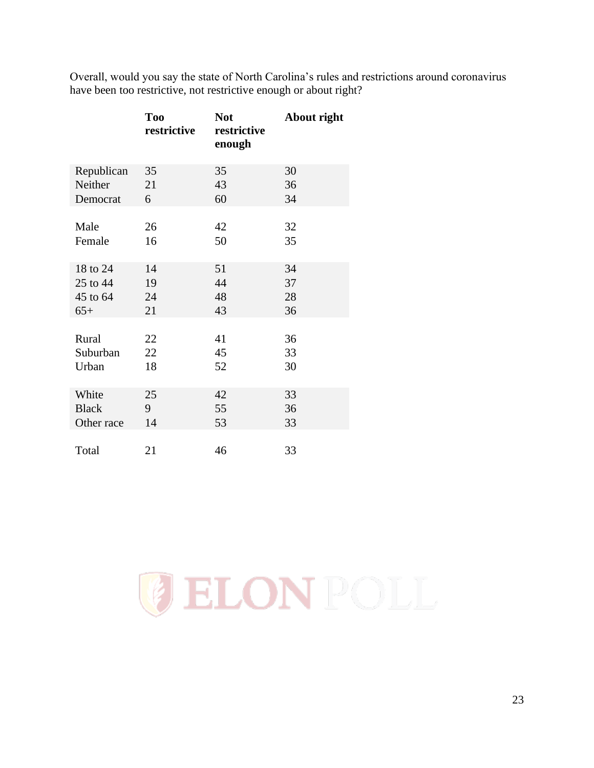Overall, would you say the state of North Carolina's rules and restrictions around coronavirus have been too restrictive, not restrictive enough or about right?

| | Too restrictive | Not restrictive enough | About right |
|---|---|---|---|
| Republican | 35 | 35 | 30 |
| Neither | 21 | 43 | 36 |
| Democrat | 6 | 60 | 34 |
| Male | 26 | 42 | 32 |
| Female | 16 | 50 | 35 |
| 18 to 24 | 14 | 51 | 34 |
| 25 to 44 | 19 | 44 | 37 |
| 45 to 64 | 24 | 48 | 28 |
| 65+ | 21 | 43 | 36 |
| Rural | 22 | 41 | 36 |
| Suburban | 22 | 45 | 33 |
| Urban | 18 | 52 | 30 |
| White | 25 | 42 | 33 |
| Black | 9 | 55 | 36 |
| Other race | 14 | 53 | 33 |
| Total | 21 | 46 | 33 |

ELON POLL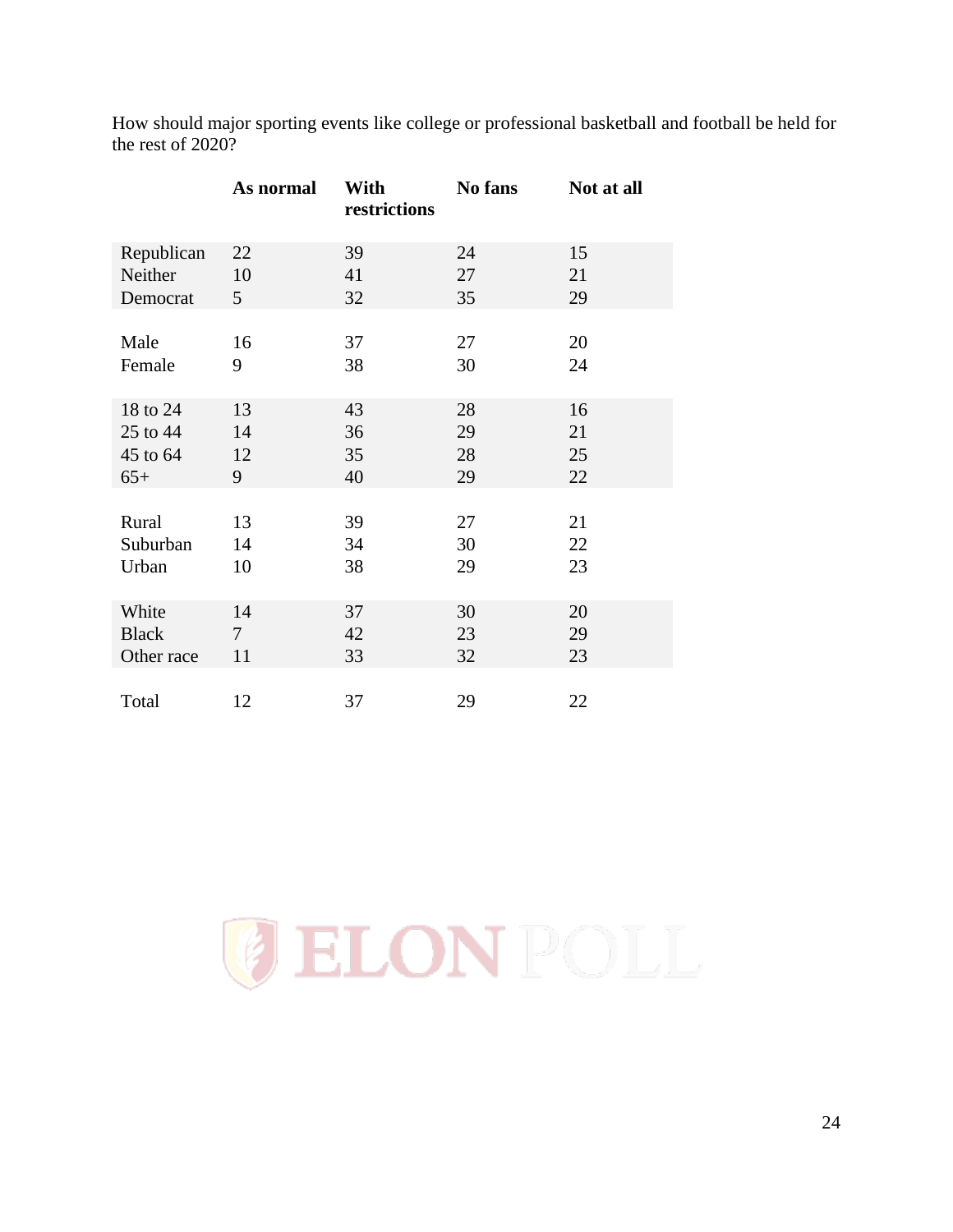How should major sporting events like college or professional basketball and football be held for the rest of 2020?

| | As normal | With restrictions | No fans | Not at all |
|---|---|---|---|---|
| Republican | 22 | 39 | 24 | 15 |
| Neither | 10 | 41 | 27 | 21 |
| Democrat | 5 | 32 | 35 | 29 |
| | | | | |
| Male | 16 | 37 | 27 | 20 |
| Female | 9 | 38 | 30 | 24 |
| | | | | |
| 18 to 24 | 13 | 43 | 28 | 16 |
| 25 to 44 | 14 | 36 | 29 | 21 |
| 45 to 64 | 12 | 35 | 28 | 25 |
| 65+ | 9 | 40 | 29 | 22 |
| | | | | |
| Rural | 13 | 39 | 27 | 21 |
| Suburban | 14 | 34 | 30 | 22 |
| Urban | 10 | 38 | 29 | 23 |
| | | | | |
| White | 14 | 37 | 30 | 20 |
| Black | 7 | 42 | 23 | 29 |
| Other race | 11 | 33 | 32 | 23 |
| | | | | |
| Total | 12 | 37 | 29 | 22 |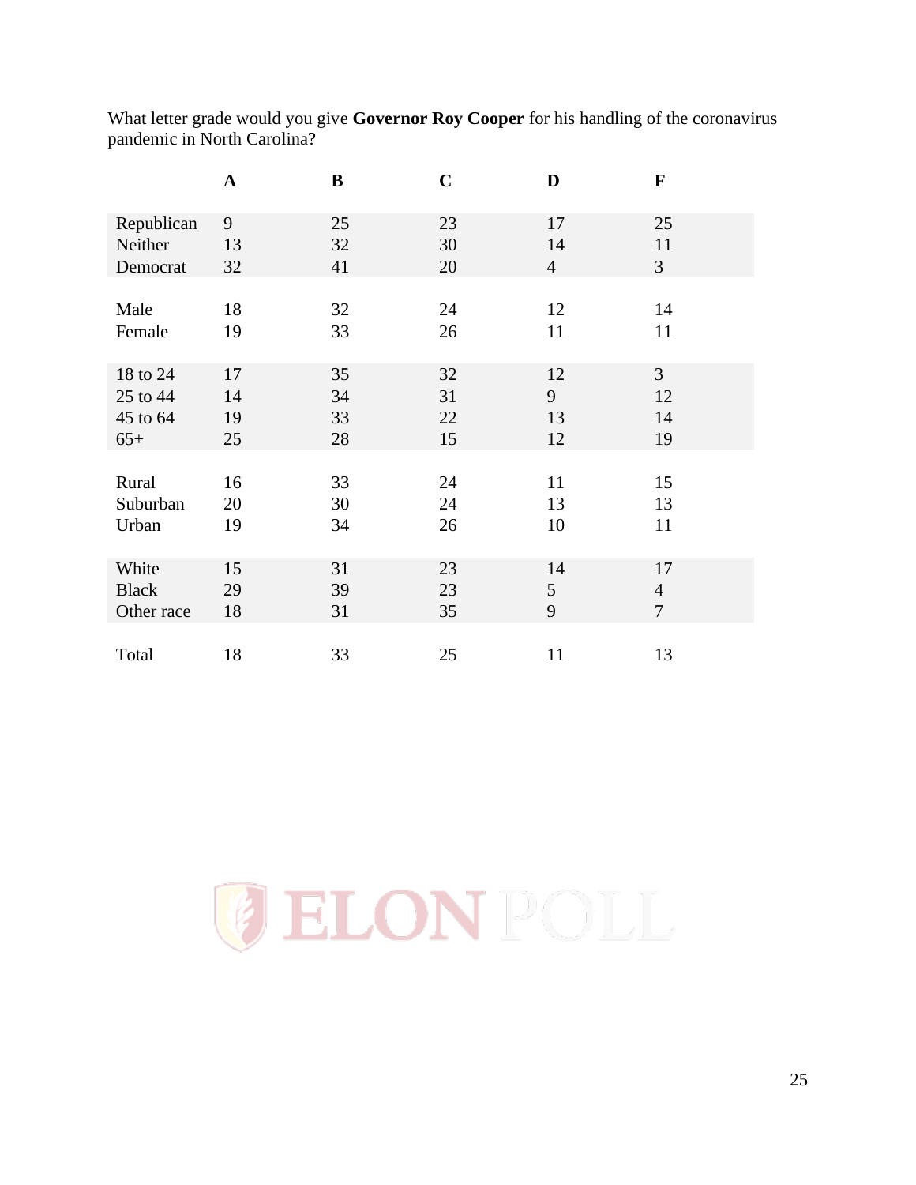What letter grade would you give **Governor Roy Cooper** for his handling of the coronavirus pandemic in North Carolina?

| | A | B | C | D | F |
|---|---|---|---|---|---|
| Republican | 9 | 25 | 23 | 17 | 25 |
| Neither | 13 | 32 | 30 | 14 | 11 |
| Democrat | 32 | 41 | 20 | 4 | 3 |
| | | | | | |
| Male | 18 | 32 | 24 | 12 | 14 |
| Female | 19 | 33 | 26 | 11 | 11 |
| | | | | | |
| 18 to 24 | 17 | 35 | 32 | 12 | 3 |
| 25 to 44 | 14 | 34 | 31 | 9 | 12 |
| 45 to 64 | 19 | 33 | 22 | 13 | 14 |
| 65+ | 25 | 28 | 15 | 12 | 19 |
| | | | | | |
| Rural | 16 | 33 | 24 | 11 | 15 |
| Suburban | 20 | 30 | 24 | 13 | 13 |
| Urban | 19 | 34 | 26 | 10 | 11 |
| | | | | | |
| White | 15 | 31 | 23 | 14 | 17 |
| Black | 29 | 39 | 23 | 5 | 4 |
| Other race | 18 | 31 | 35 | 9 | 7 |
| | | | | | |
| Total | 18 | 33 | 25 | 11 | 13 |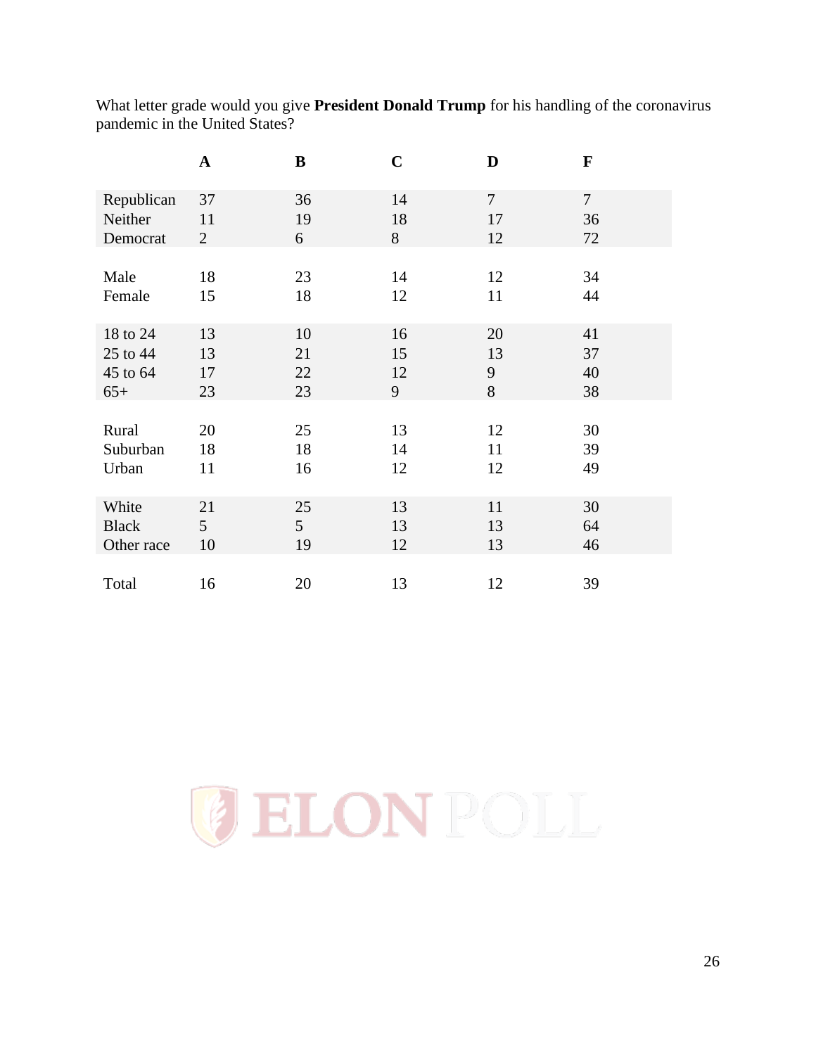What letter grade would you give **President Donald Trump** for his handling of the coronavirus pandemic in the United States?

| | A | B | C | D | F |
|---|---|---|---|---|---|
| Republican | 37 | 36 | 14 | 7 | 7 |
| Neither | 11 | 19 | 18 | 17 | 36 |
| Democrat | 2 | 6 | 8 | 12 | 72 |
| Male | 18 | 23 | 14 | 12 | 34 |
| Female | 15 | 18 | 12 | 11 | 44 |
| 18 to 24 | 13 | 10 | 16 | 20 | 41 |
| 25 to 44 | 13 | 21 | 15 | 13 | 37 |
| 45 to 64 | 17 | 22 | 12 | 9 | 40 |
| 65+ | 23 | 23 | 9 | 8 | 38 |
| Rural | 20 | 25 | 13 | 12 | 30 |
| Suburban | 18 | 18 | 14 | 11 | 39 |
| Urban | 11 | 16 | 12 | 12 | 49 |
| White | 21 | 25 | 13 | 11 | 30 |
| Black | 5 | 5 | 13 | 13 | 64 |
| Other race | 10 | 19 | 12 | 13 | 46 |
| Total | 16 | 20 | 13 | 12 | 39 |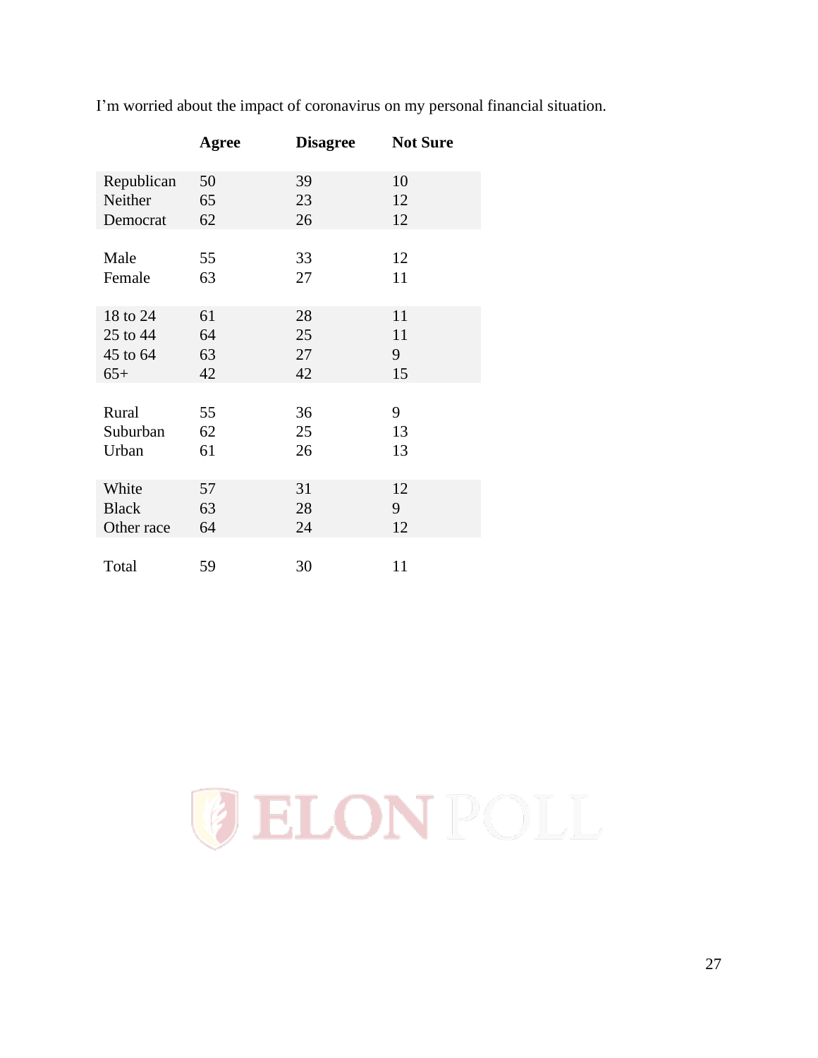I'm worried about the impact of coronavirus on my personal financial situation.

| | Agree | Disagree | Not Sure |
|---|---|---|---|
| Republican | 50 | 39 | 10 |
| Neither | 65 | 23 | 12 |
| Democrat | 62 | 26 | 12 |
| Male | 55 | 33 | 12 |
| Female | 63 | 27 | 11 |
| 18 to 24 | 61 | 28 | 11 |
| 25 to 44 | 64 | 25 | 11 |
| 45 to 64 | 63 | 27 | 9 |
| 65+ | 42 | 42 | 15 |
| Rural | 55 | 36 | 9 |
| Suburban | 62 | 25 | 13 |
| Urban | 61 | 26 | 13 |
| White | 57 | 31 | 12 |
| Black | 63 | 28 | 9 |
| Other race | 64 | 24 | 12 |
| Total | 59 | 30 | 11 |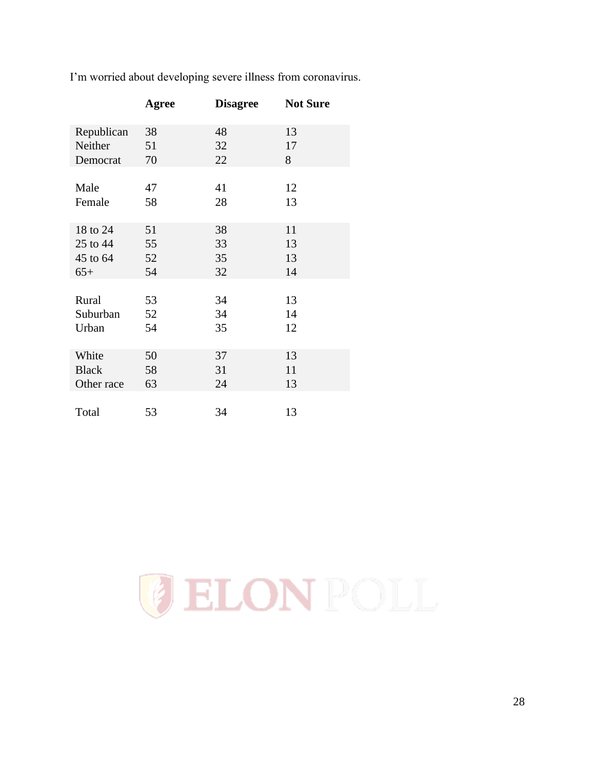I'm worried about developing severe illness from coronavirus.

| | Agree | Disagree | Not Sure |
|---|---|---|---|
| Republican | 38 | 48 | 13 |
| Neither | 51 | 32 | 17 |
| Democrat | 70 | 22 | 8 |
| Male | 47 | 41 | 12 |
| Female | 58 | 28 | 13 |
| 18 to 24 | 51 | 38 | 11 |
| 25 to 44 | 55 | 33 | 13 |
| 45 to 64 | 52 | 35 | 13 |
| 65+ | 54 | 32 | 14 |
| Rural | 53 | 34 | 13 |
| Suburban | 52 | 34 | 14 |
| Urban | 54 | 35 | 12 |
| White | 50 | 37 | 13 |
| Black | 58 | 31 | 11 |
| Other race | 63 | 24 | 13 |
| Total | 53 | 34 | 13 |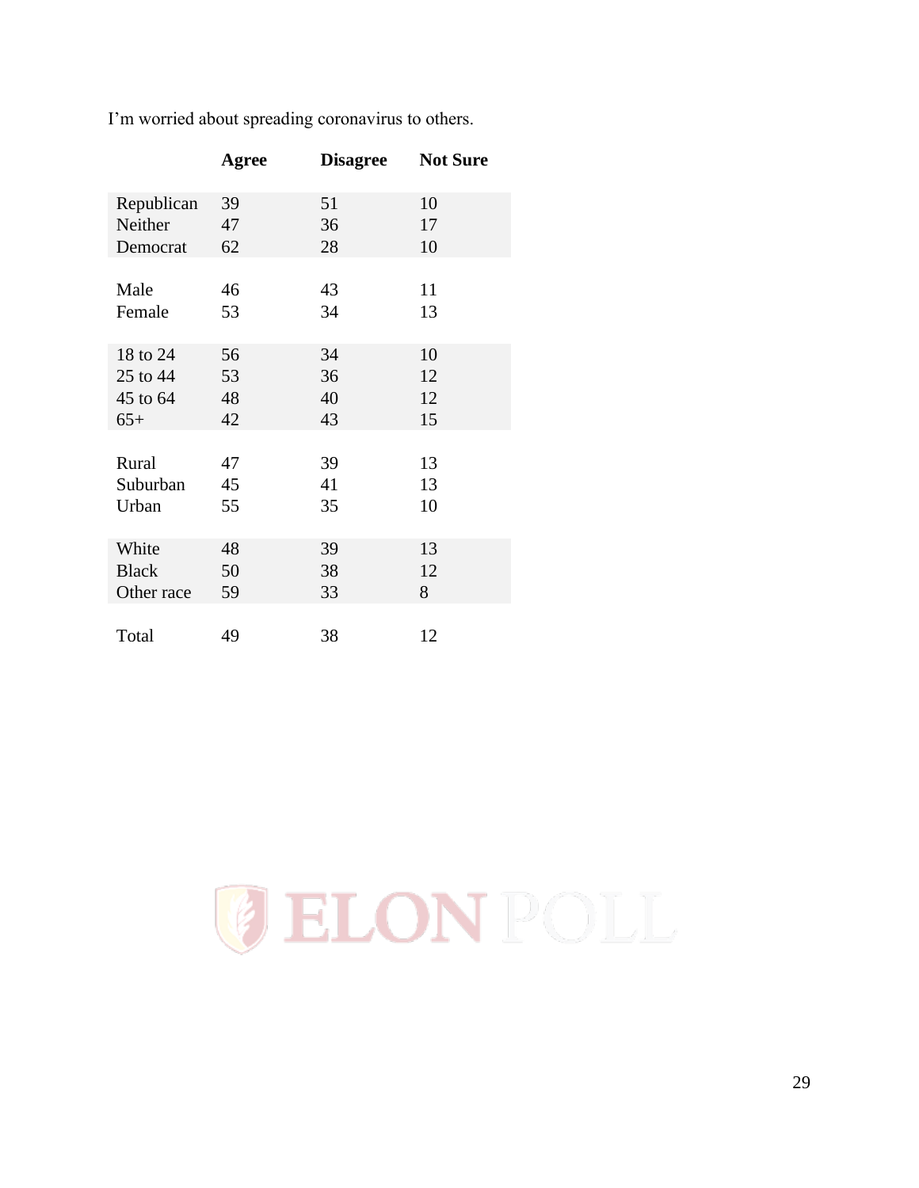I'm worried about spreading coronavirus to others.

| | Agree | Disagree | Not Sure |
|---|---|---|---|
| Republican | 39 | 51 | 10 |
| Neither | 47 | 36 | 17 |
| Democrat | 62 | 28 | 10 |
| | | | |
| Male | 46 | 43 | 11 |
| Female | 53 | 34 | 13 |
| | | | |
| 18 to 24 | 56 | 34 | 10 |
| 25 to 44 | 53 | 36 | 12 |
| 45 to 64 | 48 | 40 | 12 |
| 65+ | 42 | 43 | 15 |
| | | | |
| Rural | 47 | 39 | 13 |
| Suburban | 45 | 41 | 13 |
| Urban | 55 | 35 | 10 |
| | | | |
| White | 48 | 39 | 13 |
| Black | 50 | 38 | 12 |
| Other race | 59 | 33 | 8 |
| | | | |
| Total | 49 | 38 | 12 |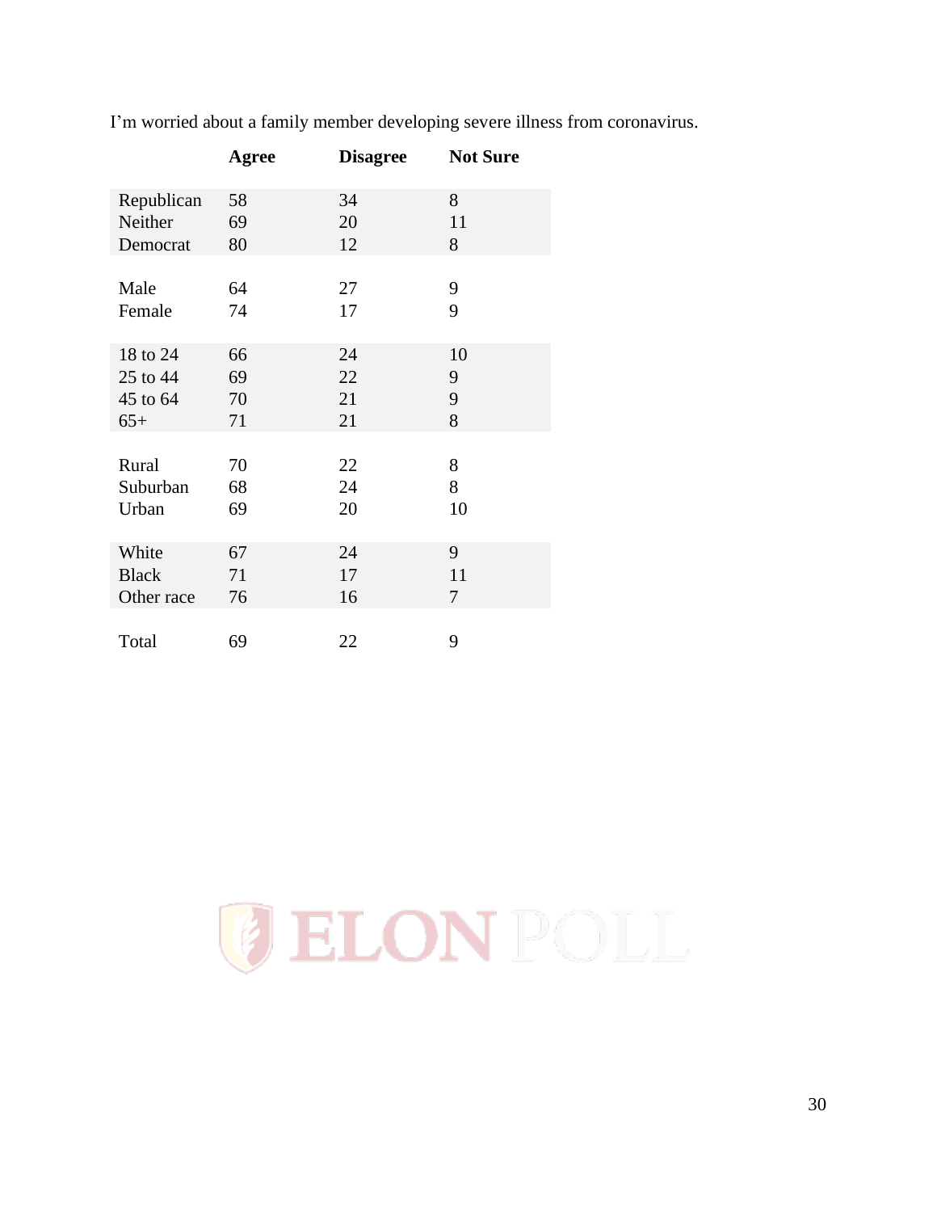I'm worried about a family member developing severe illness from coronavirus.

| | Agree | Disagree | Not Sure |
|---|---|---|---|
| Republican | 58 | 34 | 8 |
| Neither | 69 | 20 | 11 |
| Democrat | 80 | 12 | 8 |
| | | | |
| Male | 64 | 27 | 9 |
| Female | 74 | 17 | 9 |
| | | | |
| 18 to 24 | 66 | 24 | 10 |
| 25 to 44 | 69 | 22 | 9 |
| 45 to 64 | 70 | 21 | 9 |
| 65+ | 71 | 21 | 8 |
| | | | |
| Rural | 70 | 22 | 8 |
| Suburban | 68 | 24 | 8 |
| Urban | 69 | 20 | 10 |
| | | | |
| White | 67 | 24 | 9 |
| Black | 71 | 17 | 11 |
| Other race | 76 | 16 | 7 |
| | | | |
| Total | 69 | 22 | 9 |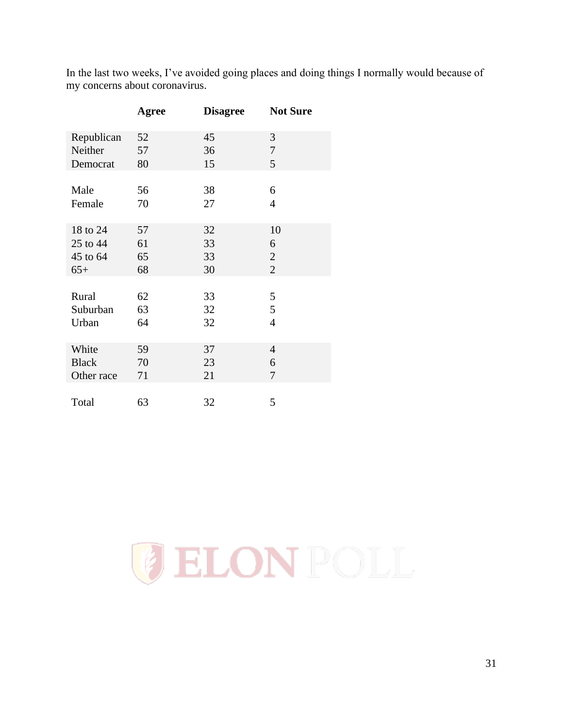In the last two weeks, I've avoided going places and doing things I normally would because of my concerns about coronavirus.

| | Agree | Disagree | Not Sure |
|---|---|---|---|
| Republican | 52 | 45 | 3 |
| Neither | 57 | 36 | 7 |
| Democrat | 80 | 15 | 5 |
| | | | |
| Male | 56 | 38 | 6 |
| Female | 70 | 27 | 4 |
| | | | |
| 18 to 24 | 57 | 32 | 10 |
| 25 to 44 | 61 | 33 | 6 |
| 45 to 64 | 65 | 33 | 2 |
| 65+ | 68 | 30 | 2 |
| | | | |
| Rural | 62 | 33 | 5 |
| Suburban | 63 | 32 | 5 |
| Urban | 64 | 32 | 4 |
| | | | |
| White | 59 | 37 | 4 |
| Black | 70 | 23 | 6 |
| Other race | 71 | 21 | 7 |
| | | | |
| Total | 63 | 32 | 5 |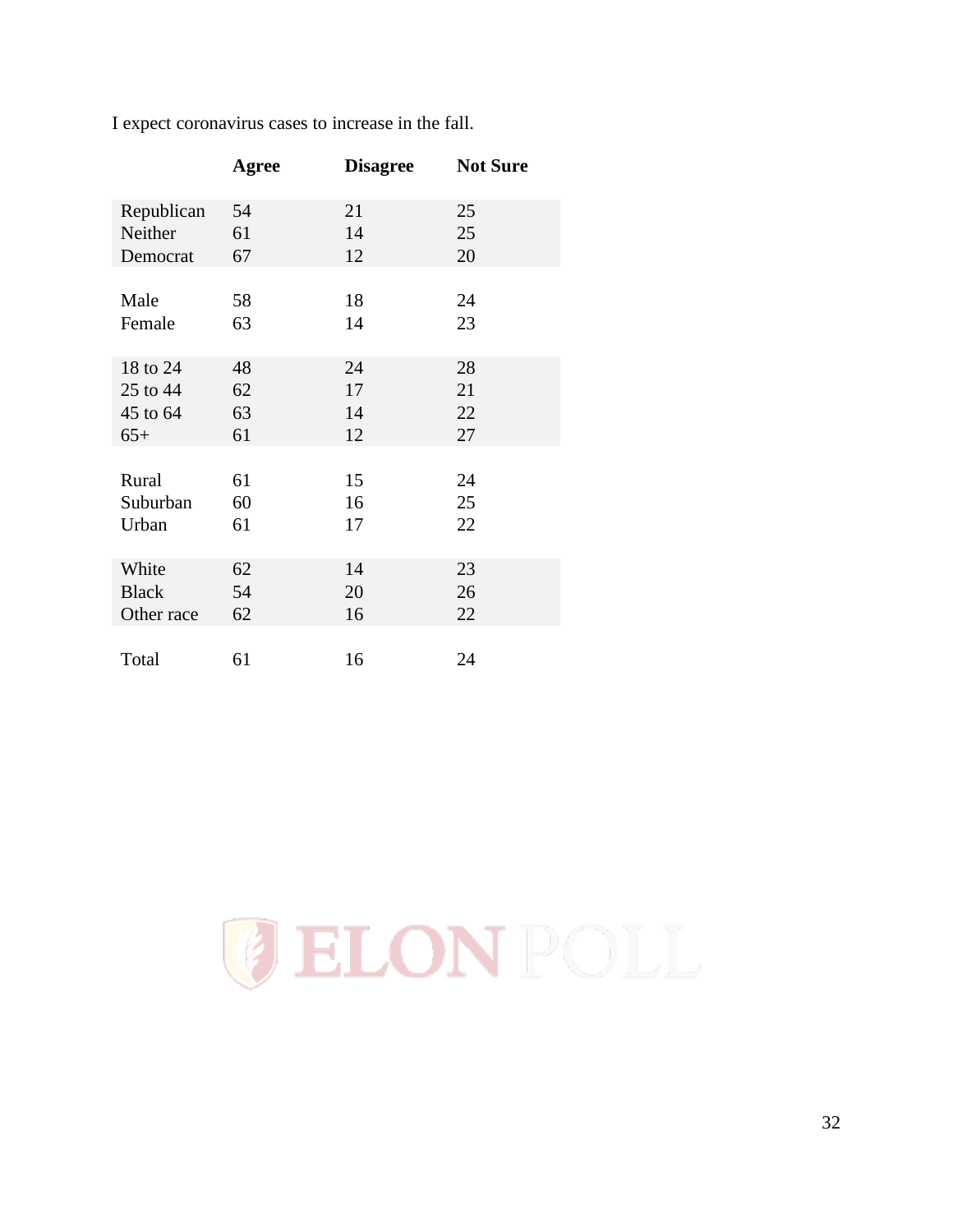I expect coronavirus cases to increase in the fall.

| | Agree | Disagree | Not Sure |
|---|---|---|---|
| Republican | 54 | 21 | 25 |
| Neither | 61 | 14 | 25 |
| Democrat | 67 | 12 | 20 |
| | | | |
| Male | 58 | 18 | 24 |
| Female | 63 | 14 | 23 |
| | | | |
| 18 to 24 | 48 | 24 | 28 |
| 25 to 44 | 62 | 17 | 21 |
| 45 to 64 | 63 | 14 | 22 |
| 65+ | 61 | 12 | 27 |
| | | | |
| Rural | 61 | 15 | 24 |
| Suburban | 60 | 16 | 25 |
| Urban | 61 | 17 | 22 |
| | | | |
| White | 62 | 14 | 23 |
| Black | 54 | 20 | 26 |
| Other race | 62 | 16 | 22 |
| | | | |
| Total | 61 | 16 | 24 |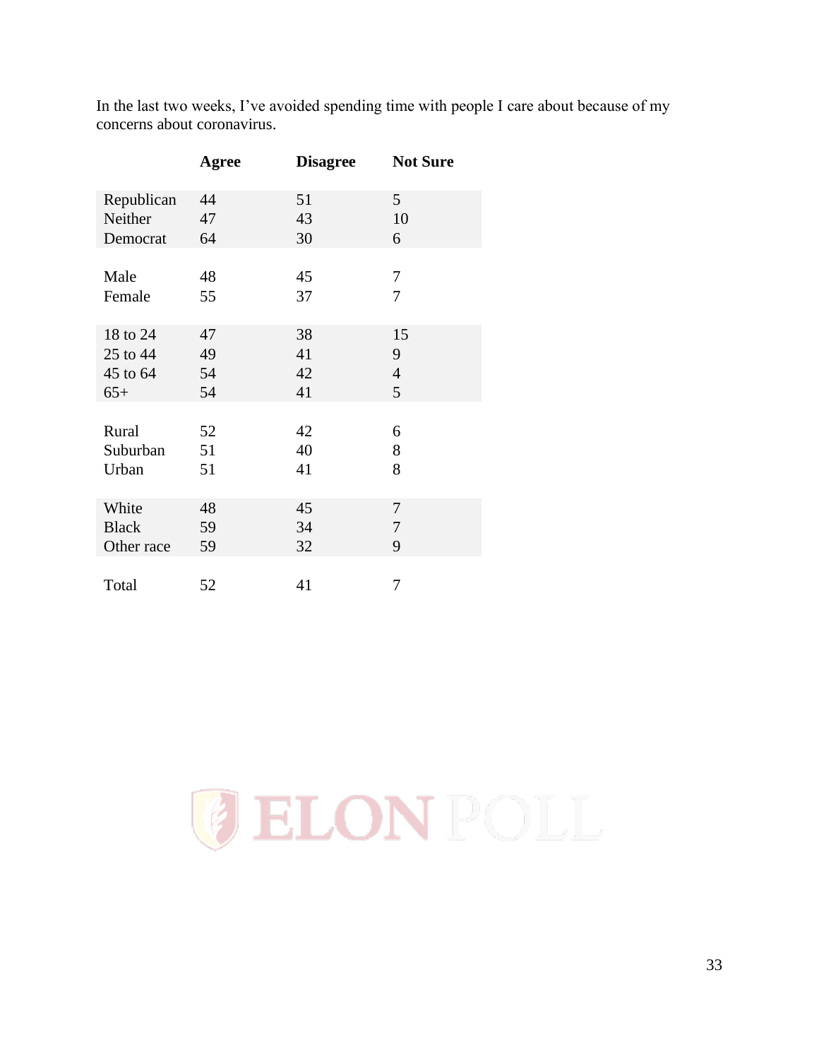In the last two weeks, I've avoided spending time with people I care about because of my concerns about coronavirus.

| | Agree | Disagree | Not Sure |
|---|---|---|---|
| Republican | 44 | 51 | 5 |
| Neither | 47 | 43 | 10 |
| Democrat | 64 | 30 | 6 |
| | | | |
| Male | 48 | 45 | 7 |
| Female | 55 | 37 | 7 |
| | | | |
| 18 to 24 | 47 | 38 | 15 |
| 25 to 44 | 49 | 41 | 9 |
| 45 to 64 | 54 | 42 | 4 |
| 65+ | 54 | 41 | 5 |
| | | | |
| Rural | 52 | 42 | 6 |
| Suburban | 51 | 40 | 8 |
| Urban | 51 | 41 | 8 |
| | | | |
| White | 48 | 45 | 7 |
| Black | 59 | 34 | 7 |
| Other race | 59 | 32 | 9 |
| | | | |
| Total | 52 | 41 | 7 |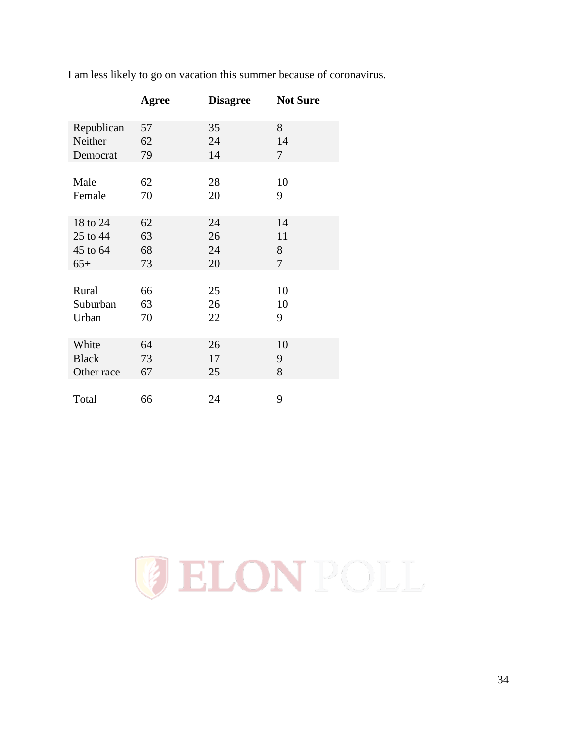I am less likely to go on vacation this summer because of coronavirus.

| | Agree | Disagree | Not Sure |
|---|---|---|---|
| Republican | 57 | 35 | 8 |
| Neither | 62 | 24 | 14 |
| Democrat | 79 | 14 | 7 |
| | | | |
| Male | 62 | 28 | 10 |
| Female | 70 | 20 | 9 |
| | | | |
| 18 to 24 | 62 | 24 | 14 |
| 25 to 44 | 63 | 26 | 11 |
| 45 to 64 | 68 | 24 | 8 |
| 65+ | 73 | 20 | 7 |
| | | | |
| Rural | 66 | 25 | 10 |
| Suburban | 63 | 26 | 10 |
| Urban | 70 | 22 | 9 |
| | | | |
| White | 64 | 26 | 10 |
| Black | 73 | 17 | 9 |
| Other race | 67 | 25 | 8 |
| | | | |
| Total | 66 | 24 | 9 |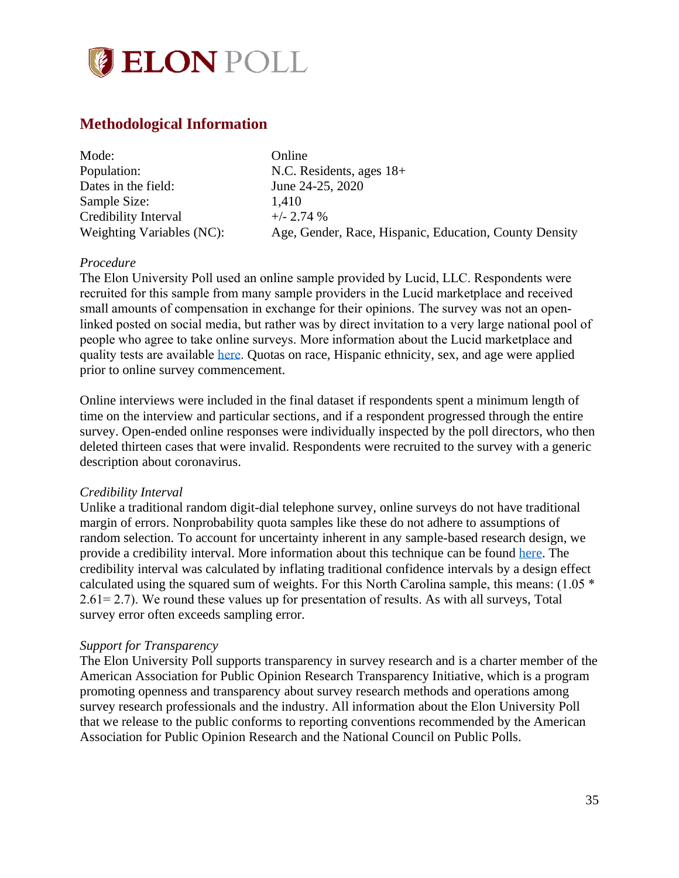ELON POLL

## Methodological Information

| | |
|---|---|
| Mode: | Online |
| Population: | N.C. Residents, ages 18+ |
| Dates in the field: | June 24-25, 2020 |
| Sample Size: | 1,410 |
| Credibility Interval | +/- 2.74 % |
| Weighting Variables (NC): | Age, Gender, Race, Hispanic, Education, County Density |

*Procedure*

The Elon University Poll used an online sample provided by Lucid, LLC. Respondents were recruited for this sample from many sample providers in the Lucid marketplace and received small amounts of compensation in exchange for their opinions. The survey was not an open-linked posted on social media, but rather was by direct invitation to a very large national pool of people who agree to take online surveys. More information about the Lucid marketplace and quality tests are available here. Quotas on race, Hispanic ethnicity, sex, and age were applied prior to online survey commencement.

Online interviews were included in the final dataset if respondents spent a minimum length of time on the interview and particular sections, and if a respondent progressed through the entire survey. Open-ended online responses were individually inspected by the poll directors, who then deleted thirteen cases that were invalid. Respondents were recruited to the survey with a generic description about coronavirus.

*Credibility Interval*

Unlike a traditional random digit-dial telephone survey, online surveys do not have traditional margin of errors. Nonprobability quota samples like these do not adhere to assumptions of random selection. To account for uncertainty inherent in any sample-based research design, we provide a credibility interval. More information about this technique can be found here. The credibility interval was calculated by inflating traditional confidence intervals by a design effect calculated using the squared sum of weights. For this North Carolina sample, this means: (1.05 * 2.61= 2.7). We round these values up for presentation of results. As with all surveys, Total survey error often exceeds sampling error.

*Support for Transparency*

The Elon University Poll supports transparency in survey research and is a charter member of the American Association for Public Opinion Research Transparency Initiative, which is a program promoting openness and transparency about survey research methods and operations among survey research professionals and the industry. All information about the Elon University Poll that we release to the public conforms to reporting conventions recommended by the American Association for Public Opinion Research and the National Council on Public Polls.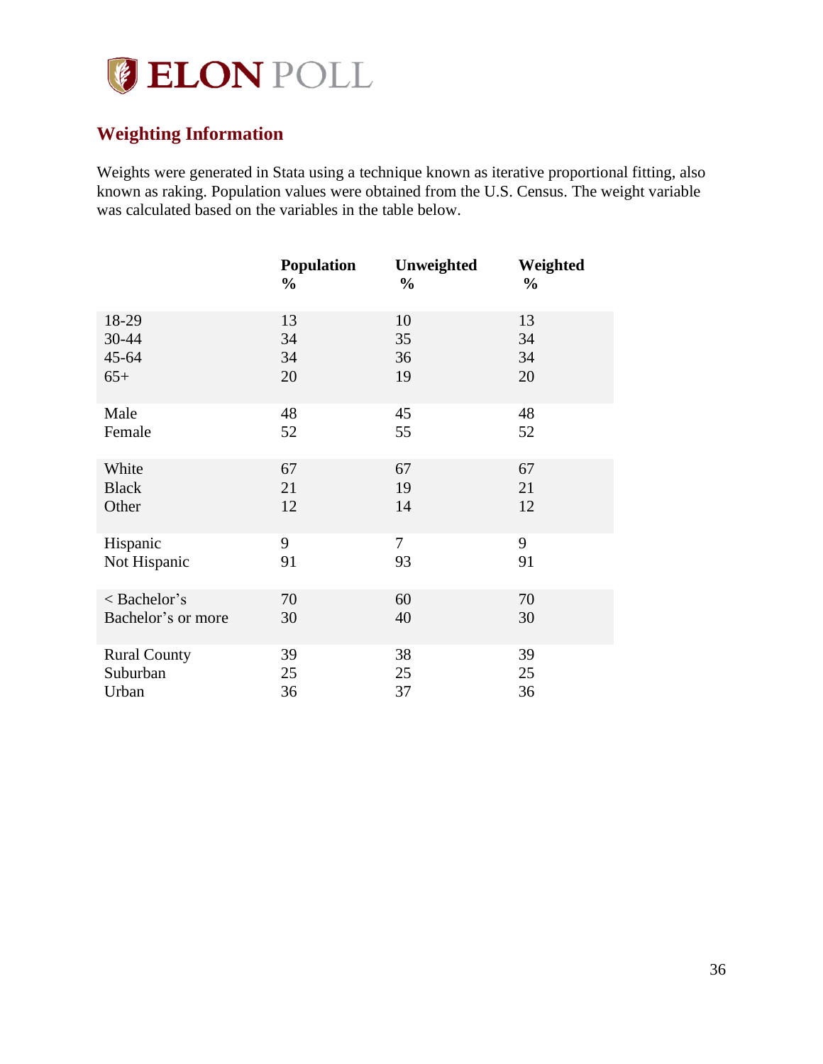# ELON POLL

## Weighting Information

Weights were generated in Stata using a technique known as iterative proportional fitting, also known as raking. Population values were obtained from the U.S. Census. The weight variable was calculated based on the variables in the table below.

| | Population % | Unweighted % | Weighted % |
|---|---|---|---|
| 18-29 | 13 | 10 | 13 |
| 30-44 | 34 | 35 | 34 |
| 45-64 | 34 | 36 | 34 |
| 65+ | 20 | 19 | 20 |
| Male | 48 | 45 | 48 |
| Female | 52 | 55 | 52 |
| White | 67 | 67 | 67 |
| Black | 21 | 19 | 21 |
| Other | 12 | 14 | 12 |
| Hispanic | 9 | 7 | 9 |
| Not Hispanic | 91 | 93 | 91 |
| < Bachelor's | 70 | 60 | 70 |
| Bachelor's or more | 30 | 40 | 30 |
| Rural County | 39 | 38 | 39 |
| Suburban | 25 | 25 | 25 |
| Urban | 36 | 37 | 36 |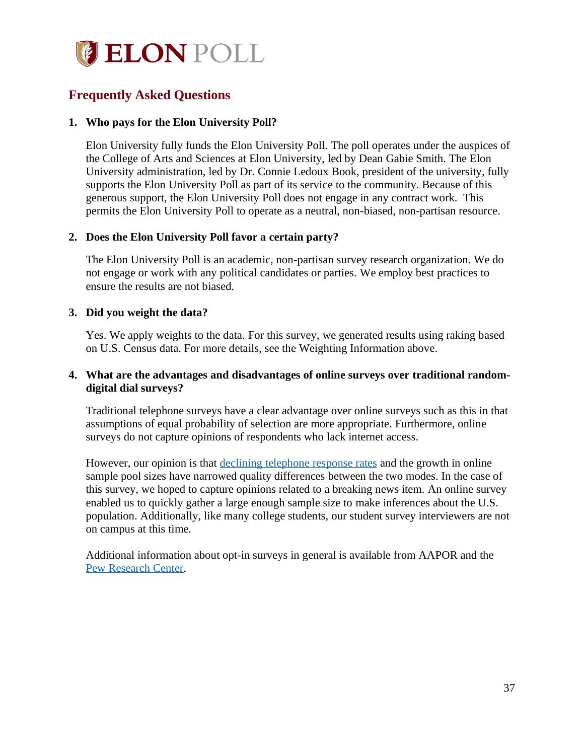# ELON POLL

## Frequently Asked Questions

1. **Who pays for the Elon University Poll?**

   Elon University fully funds the Elon University Poll. The poll operates under the auspices of the College of Arts and Sciences at Elon University, led by Dean Gabie Smith. The Elon University administration, led by Dr. Connie Ledoux Book, president of the university, fully supports the Elon University Poll as part of its service to the community. Because of this generous support, the Elon University Poll does not engage in any contract work. This permits the Elon University Poll to operate as a neutral, non-biased, non-partisan resource.

2. **Does the Elon University Poll favor a certain party?**

   The Elon University Poll is an academic, non-partisan survey research organization. We do not engage or work with any political candidates or parties. We employ best practices to ensure the results are not biased.

3. **Did you weight the data?**

   Yes. We apply weights to the data. For this survey, we generated results using raking based on U.S. Census data. For more details, see the Weighting Information above.

4. **What are the advantages and disadvantages of online surveys over traditional random-digital dial surveys?**

   Traditional telephone surveys have a clear advantage over online surveys such as this in that assumptions of equal probability of selection are more appropriate. Furthermore, online surveys do not capture opinions of respondents who lack internet access.

   However, our opinion is that [declining telephone response rates]() and the growth in online sample pool sizes have narrowed quality differences between the two modes. In the case of this survey, we hoped to capture opinions related to a breaking news item. An online survey enabled us to quickly gather a large enough sample size to make inferences about the U.S. population. Additionally, like many college students, our student survey interviewers are not on campus at this time.

   Additional information about opt-in surveys in general is available from AAPOR and the [Pew Research Center]().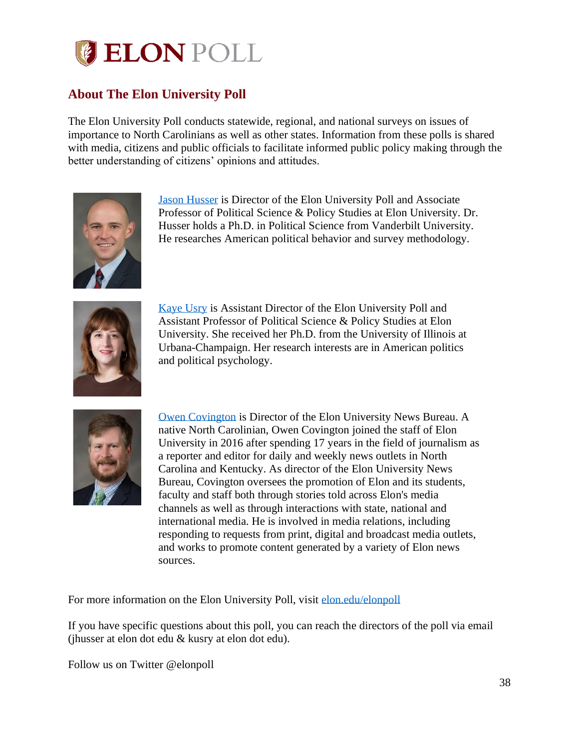# ELON POLL

## About The Elon University Poll

The Elon University Poll conducts statewide, regional, and national surveys on issues of importance to North Carolinians as well as other states. Information from these polls is shared with media, citizens and public officials to facilitate informed public policy making through the better understanding of citizens' opinions and attitudes.

[Jason Husser](#) is Director of the Elon University Poll and Associate Professor of Political Science & Policy Studies at Elon University. Dr. Husser holds a Ph.D. in Political Science from Vanderbilt University. He researches American political behavior and survey methodology.

[Kaye Usry](#) is Assistant Director of the Elon University Poll and Assistant Professor of Political Science & Policy Studies at Elon University. She received her Ph.D. from the University of Illinois at Urbana-Champaign. Her research interests are in American politics and political psychology.

[Owen Covington](#) is Director of the Elon University News Bureau. A native North Carolinian, Owen Covington joined the staff of Elon University in 2016 after spending 17 years in the field of journalism as a reporter and editor for daily and weekly news outlets in North Carolina and Kentucky. As director of the Elon University News Bureau, Covington oversees the promotion of Elon and its students, faculty and staff both through stories told across Elon's media channels as well as through interactions with state, national and international media. He is involved in media relations, including responding to requests from print, digital and broadcast media outlets, and works to promote content generated by a variety of Elon news sources.

For more information on the Elon University Poll, visit [elon.edu/elonpoll](#)

If you have specific questions about this poll, you can reach the directors of the poll via email (jhusser at elon dot edu & kusry at elon dot edu).

Follow us on Twitter @elonpoll